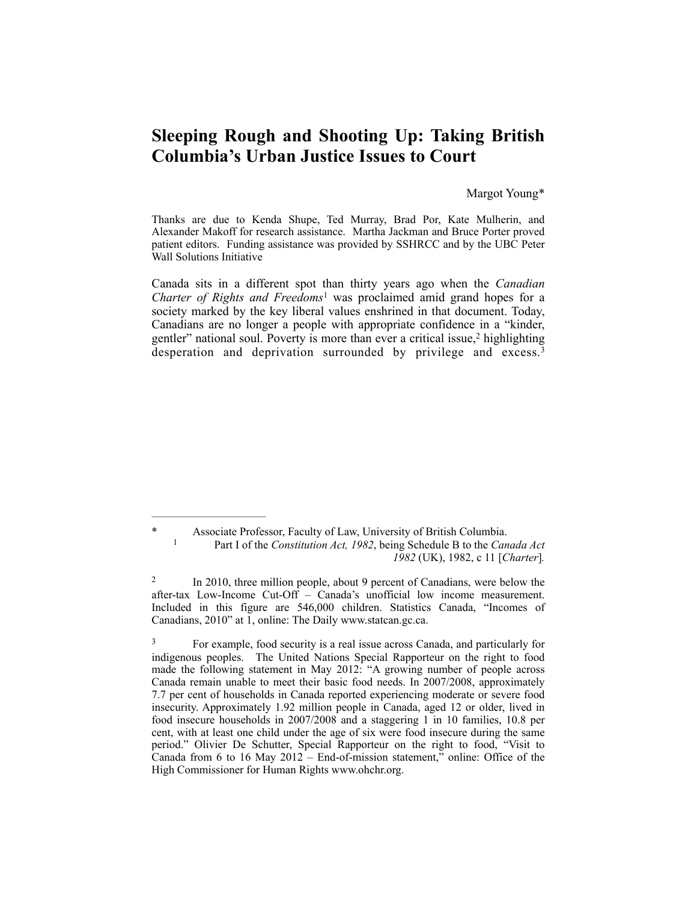# Sleeping Rough and Shooting Up: Taking British Columbia's Urban Justice Issues to Court

Margot Young*

Thanks are due to Kenda Shupe, Ted Murray, Brad Por, Kate Mulherin, and Alexander Makoff for research assistance. Martha Jackman and Bruce Porter proved patient editors. Funding assistance was provided by SSHRCC and by the UBC Peter Wall Solutions Initiative

Canada sits in a different spot than thirty years ago when the *Canadian Charter of Rights and Freedoms*[1] was proclaimed amid grand hopes for a society marked by the key liberal values enshrined in that document. Today, Canadians are no longer a people with appropriate confidence in a "kinder, gentler" national soul. Poverty is more than ever a critical issue,[2] highlighting desperation and deprivation surrounded by privilege and excess.[3]

---

\* Associate Professor, Faculty of Law, University of British Columbia.

[1] Part I of the *Constitution Act, 1982*, being Schedule B to the *Canada Act 1982* (UK), 1982, c 11 [*Charter*].

[2] In 2010, three million people, about 9 percent of Canadians, were below the after-tax Low-Income Cut-Off – Canada's unofficial low income measurement. Included in this figure are 546,000 children. Statistics Canada, "Incomes of Canadians, 2010" at 1, online: The Daily www.statcan.gc.ca.

[3] For example, food security is a real issue across Canada, and particularly for indigenous peoples. The United Nations Special Rapporteur on the right to food made the following statement in May 2012: "A growing number of people across Canada remain unable to meet their basic food needs. In 2007/2008, approximately 7.7 per cent of households in Canada reported experiencing moderate or severe food insecurity. Approximately 1.92 million people in Canada, aged 12 or older, lived in food insecure households in 2007/2008 and a staggering 1 in 10 families, 10.8 per cent, with at least one child under the age of six were food insecure during the same period." Olivier De Schutter, Special Rapporteur on the right to food, "Visit to Canada from 6 to 16 May 2012 – End-of-mission statement," online: Office of the High Commissioner for Human Rights www.ohchr.org.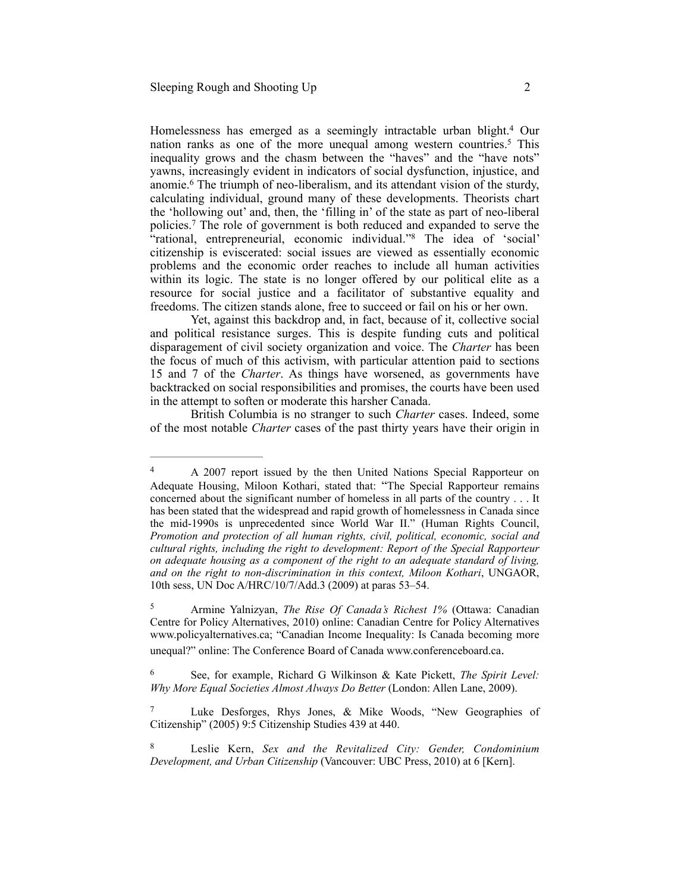Homelessness has emerged as a seemingly intractable urban blight.[4] Our nation ranks as one of the more unequal among western countries.[5] This inequality grows and the chasm between the "haves" and the "have nots" yawns, increasingly evident in indicators of social dysfunction, injustice, and anomie.[6] The triumph of neo-liberalism, and its attendant vision of the sturdy, calculating individual, ground many of these developments. Theorists chart the 'hollowing out' and, then, the 'filling in' of the state as part of neo-liberal policies.[7] The role of government is both reduced and expanded to serve the "rational, entrepreneurial, economic individual."[8] The idea of 'social' citizenship is eviscerated: social issues are viewed as essentially economic problems and the economic order reaches to include all human activities within its logic. The state is no longer offered by our political elite as a resource for social justice and a facilitator of substantive equality and freedoms. The citizen stands alone, free to succeed or fail on his or her own.

Yet, against this backdrop and, in fact, because of it, collective social and political resistance surges. This is despite funding cuts and political disparagement of civil society organization and voice. The *Charter* has been the focus of much of this activism, with particular attention paid to sections 15 and 7 of the *Charter*. As things have worsened, as governments have backtracked on social responsibilities and promises, the courts have been used in the attempt to soften or moderate this harsher Canada.

British Columbia is no stranger to such *Charter* cases. Indeed, some of the most notable *Charter* cases of the past thirty years have their origin in

---

[4] A 2007 report issued by the then United Nations Special Rapporteur on Adequate Housing, Miloon Kothari, stated that: "The Special Rapporteur remains concerned about the significant number of homeless in all parts of the country . . . It has been stated that the widespread and rapid growth of homelessness in Canada since the mid-1990s is unprecedented since World War II." (Human Rights Council, *Promotion and protection of all human rights, civil, political, economic, social and cultural rights, including the right to development: Report of the Special Rapporteur on adequate housing as a component of the right to an adequate standard of living, and on the right to non-discrimination in this context, Miloon Kothari*, UNGAOR, 10th sess, UN Doc A/HRC/10/7/Add.3 (2009) at paras 53–54.

[5] Armine Yalnizyan, *The Rise Of Canada's Richest 1%* (Ottawa: Canadian Centre for Policy Alternatives, 2010) online: Canadian Centre for Policy Alternatives www.policyalternatives.ca; "Canadian Income Inequality: Is Canada becoming more unequal?" online: The Conference Board of Canada www.conferenceboard.ca.

[6] See, for example, Richard G Wilkinson & Kate Pickett, *The Spirit Level: Why More Equal Societies Almost Always Do Better* (London: Allen Lane, 2009).

[7] Luke Desforges, Rhys Jones, & Mike Woods, "New Geographies of Citizenship" (2005) 9:5 Citizenship Studies 439 at 440.

[8] Leslie Kern, *Sex and the Revitalized City: Gender, Condominium Development, and Urban Citizenship* (Vancouver: UBC Press, 2010) at 6 [Kern].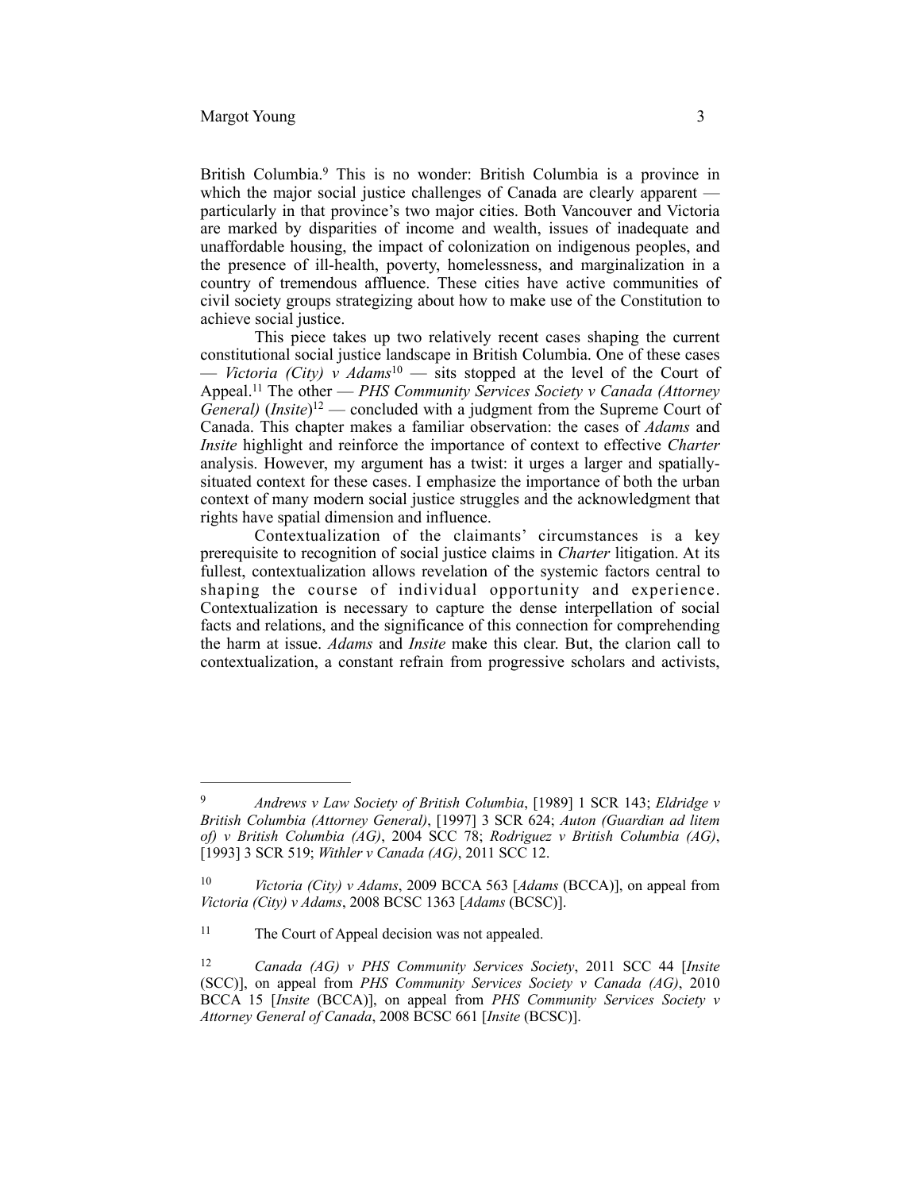British Columbia.[9] This is no wonder: British Columbia is a province in which the major social justice challenges of Canada are clearly apparent — particularly in that province's two major cities. Both Vancouver and Victoria are marked by disparities of income and wealth, issues of inadequate and unaffordable housing, the impact of colonization on indigenous peoples, and the presence of ill-health, poverty, homelessness, and marginalization in a country of tremendous affluence. These cities have active communities of civil society groups strategizing about how to make use of the Constitution to achieve social justice.

This piece takes up two relatively recent cases shaping the current constitutional social justice landscape in British Columbia. One of these cases — *Victoria (City) v Adams*[10] — sits stopped at the level of the Court of Appeal.[11] The other — *PHS Community Services Society v Canada (Attorney General)* (*Insite*)[12] — concluded with a judgment from the Supreme Court of Canada. This chapter makes a familiar observation: the cases of *Adams* and *Insite* highlight and reinforce the importance of context to effective *Charter* analysis. However, my argument has a twist: it urges a larger and spatially-situated context for these cases. I emphasize the importance of both the urban context of many modern social justice struggles and the acknowledgment that rights have spatial dimension and influence.

Contextualization of the claimants' circumstances is a key prerequisite to recognition of social justice claims in *Charter* litigation. At its fullest, contextualization allows revelation of the systemic factors central to shaping the course of individual opportunity and experience. Contextualization is necessary to capture the dense interpellation of social facts and relations, and the significance of this connection for comprehending the harm at issue. *Adams* and *Insite* make this clear. But, the clarion call to contextualization, a constant refrain from progressive scholars and activists,

---

[9] *Andrews v Law Society of British Columbia*, [1989] 1 SCR 143; *Eldridge v British Columbia (Attorney General)*, [1997] 3 SCR 624; *Auton (Guardian ad litem of) v British Columbia (AG)*, 2004 SCC 78; *Rodriguez v British Columbia (AG)*, [1993] 3 SCR 519; *Withler v Canada (AG)*, 2011 SCC 12.

[10] *Victoria (City) v Adams*, 2009 BCCA 563 [*Adams* (BCCA)], on appeal from *Victoria (City) v Adams*, 2008 BCSC 1363 [*Adams* (BCSC)].

[11] The Court of Appeal decision was not appealed.

[12] *Canada (AG) v PHS Community Services Society*, 2011 SCC 44 [*Insite* (SCC)], on appeal from *PHS Community Services Society v Canada (AG)*, 2010 BCCA 15 [*Insite* (BCCA)], on appeal from *PHS Community Services Society v Attorney General of Canada*, 2008 BCSC 661 [*Insite* (BCSC)].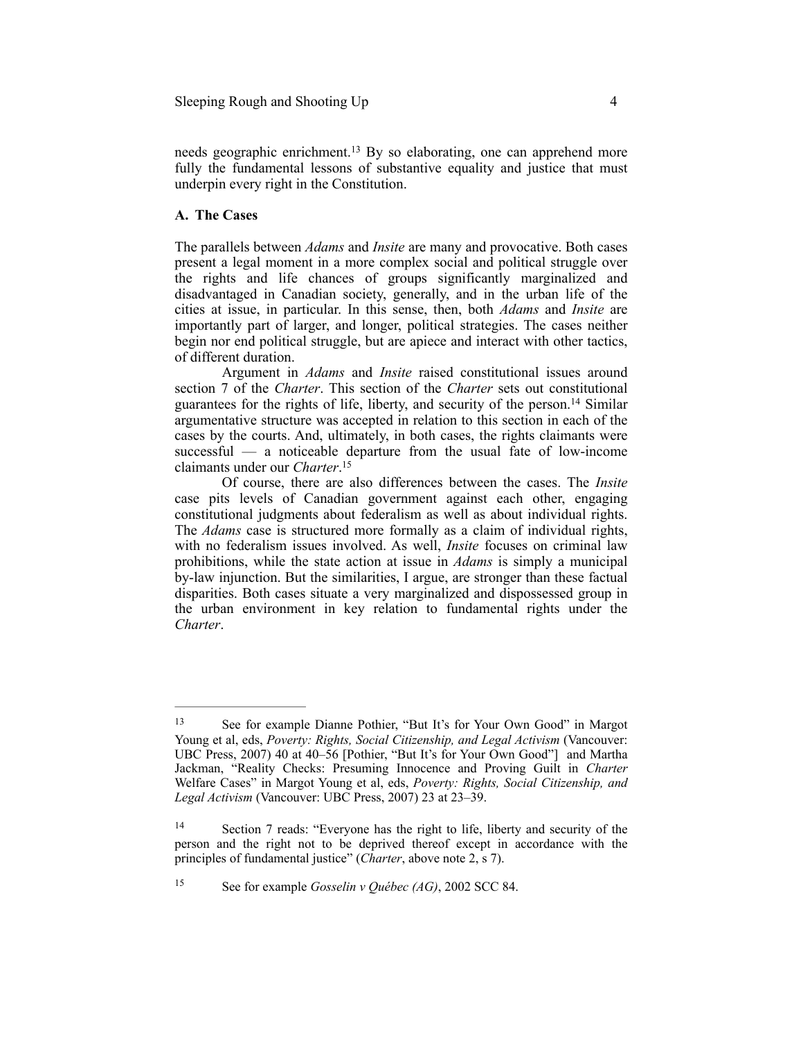needs geographic enrichment.[13] By so elaborating, one can apprehend more fully the fundamental lessons of substantive equality and justice that must underpin every right in the Constitution.

### A. The Cases

The parallels between *Adams* and *Insite* are many and provocative. Both cases present a legal moment in a more complex social and political struggle over the rights and life chances of groups significantly marginalized and disadvantaged in Canadian society, generally, and in the urban life of the cities at issue, in particular. In this sense, then, both *Adams* and *Insite* are importantly part of larger, and longer, political strategies. The cases neither begin nor end political struggle, but are apiece and interact with other tactics, of different duration.

Argument in *Adams* and *Insite* raised constitutional issues around section 7 of the *Charter*. This section of the *Charter* sets out constitutional guarantees for the rights of life, liberty, and security of the person.[14] Similar argumentative structure was accepted in relation to this section in each of the cases by the courts. And, ultimately, in both cases, the rights claimants were successful — a noticeable departure from the usual fate of low-income claimants under our *Charter*.[15]

Of course, there are also differences between the cases. The *Insite* case pits levels of Canadian government against each other, engaging constitutional judgments about federalism as well as about individual rights. The *Adams* case is structured more formally as a claim of individual rights, with no federalism issues involved. As well, *Insite* focuses on criminal law prohibitions, while the state action at issue in *Adams* is simply a municipal by-law injunction. But the similarities, I argue, are stronger than these factual disparities. Both cases situate a very marginalized and dispossessed group in the urban environment in key relation to fundamental rights under the *Charter*.

---

[13] See for example Dianne Pothier, "But It's for Your Own Good" in Margot Young et al, eds, *Poverty: Rights, Social Citizenship, and Legal Activism* (Vancouver: UBC Press, 2007) 40 at 40–56 [Pothier, "But It's for Your Own Good"] and Martha Jackman, "Reality Checks: Presuming Innocence and Proving Guilt in *Charter* Welfare Cases" in Margot Young et al, eds, *Poverty: Rights, Social Citizenship, and Legal Activism* (Vancouver: UBC Press, 2007) 23 at 23–39.

[14] Section 7 reads: "Everyone has the right to life, liberty and security of the person and the right not to be deprived thereof except in accordance with the principles of fundamental justice" (*Charter*, above note 2, s 7).

[15] See for example *Gosselin v Québec (AG)*, 2002 SCC 84.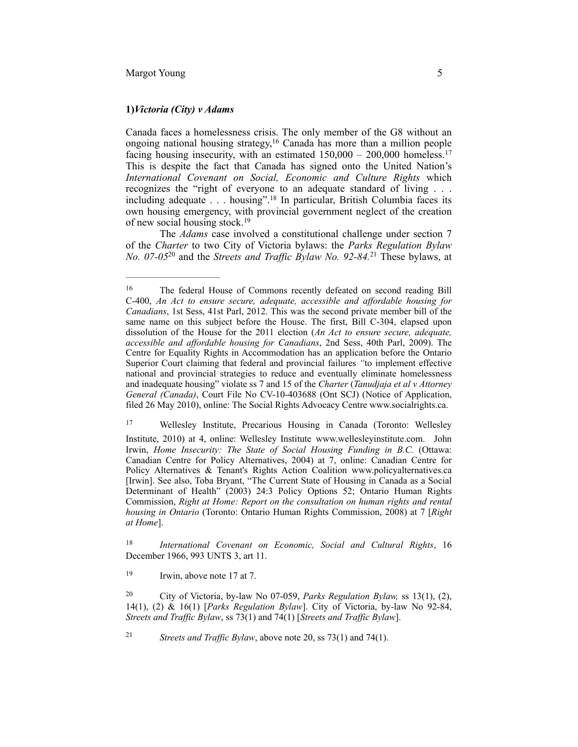### 1) *Victoria (City) v Adams*

Canada faces a homelessness crisis. The only member of the G8 without an ongoing national housing strategy,[16] Canada has more than a million people facing housing insecurity, with an estimated 150,000 – 200,000 homeless.[17] This is despite the fact that Canada has signed onto the United Nation's *International Covenant on Social, Economic and Culture Rights* which recognizes the "right of everyone to an adequate standard of living . . . including adequate . . . housing".[18] In particular, British Columbia faces its own housing emergency, with provincial government neglect of the creation of new social housing stock.[19]

The *Adams* case involved a constitutional challenge under section 7 of the *Charter* to two City of Victoria bylaws: the *Parks Regulation Bylaw No. 07-05*[20] and the *Streets and Traffic Bylaw No. 92-84.*[21] These bylaws, at

---

[16] The federal House of Commons recently defeated on second reading Bill C-400, *An Act to ensure secure, adequate, accessible and affordable housing for Canadians*, 1st Sess, 41st Parl, 2012. This was the second private member bill of the same name on this subject before the House. The first, Bill C-304, elapsed upon dissolution of the House for the 2011 election (*An Act to ensure secure, adequate, accessible and affordable housing for Canadians*, 2nd Sess, 40th Parl, 2009). The Centre for Equality Rights in Accommodation has an application before the Ontario Superior Court claiming that federal and provincial failures "to implement effective national and provincial strategies to reduce and eventually eliminate homelessness and inadequate housing" violate ss 7 and 15 of the *Charter* (*Tanudjaja et al v Attorney General (Canada)*, Court File No CV-10-403688 (Ont SCJ) (Notice of Application, filed 26 May 2010), online: The Social Rights Advocacy Centre www.socialrights.ca.

[17] Wellesley Institute, Precarious Housing in Canada (Toronto: Wellesley Institute, 2010) at 4, online: Wellesley Institute www.wellesleyinstitute.com. John Irwin, *Home Insecurity: The State of Social Housing Funding in B.C.* (Ottawa: Canadian Centre for Policy Alternatives, 2004) at 7, online: Canadian Centre for Policy Alternatives & Tenant's Rights Action Coalition www.policyalternatives.ca [Irwin]. See also, Toba Bryant, "The Current State of Housing in Canada as a Social Determinant of Health" (2003) 24:3 Policy Options 52; Ontario Human Rights Commission, *Right at Home: Report on the consultation on human rights and rental housing in Ontario* (Toronto: Ontario Human Rights Commission, 2008) at 7 [*Right at Home*].

[18] *International Covenant on Economic, Social and Cultural Rights*, 16 December 1966, 993 UNTS 3, art 11.

[19] Irwin, above note 17 at 7.

[20] City of Victoria, by-law No 07-059, *Parks Regulation Bylaw,* ss 13(1), (2), 14(1), (2) & 16(1) [*Parks Regulation Bylaw*]. City of Victoria, by-law No 92-84, *Streets and Traffic Bylaw*, ss 73(1) and 74(1) [*Streets and Traffic Bylaw*].

[21] *Streets and Traffic Bylaw*, above note 20, ss 73(1) and 74(1).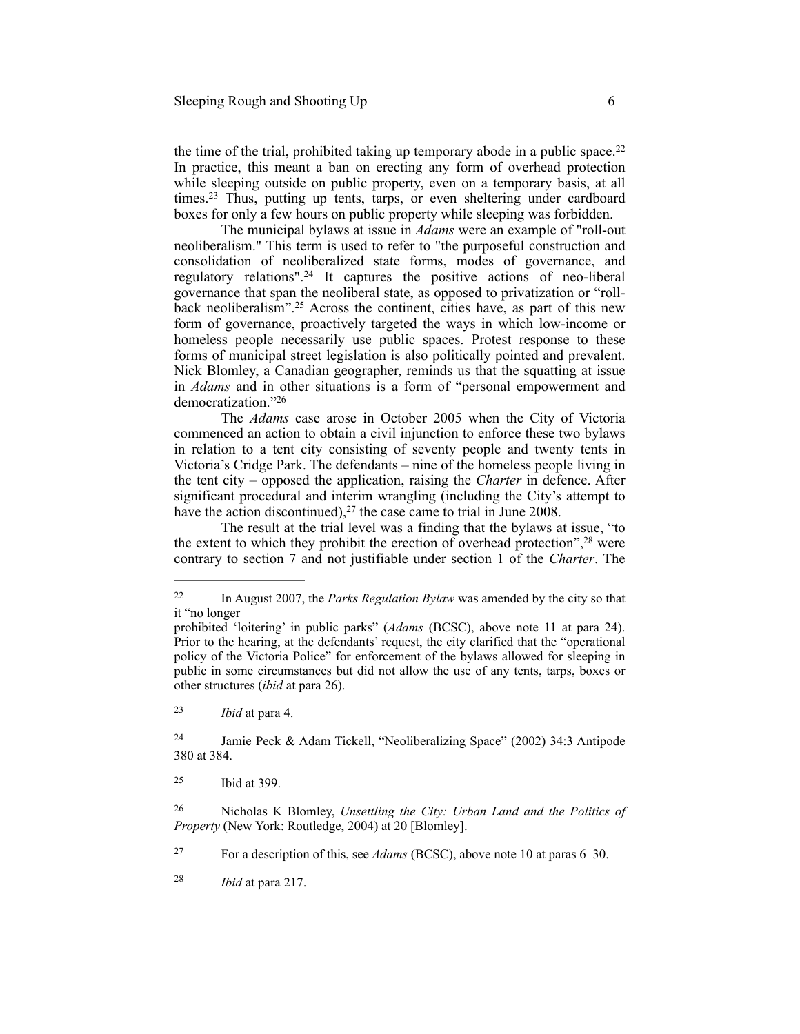the time of the trial, prohibited taking up temporary abode in a public space.[22] In practice, this meant a ban on erecting any form of overhead protection while sleeping outside on public property, even on a temporary basis, at all times.[23] Thus, putting up tents, tarps, or even sheltering under cardboard boxes for only a few hours on public property while sleeping was forbidden.

The municipal bylaws at issue in *Adams* were an example of "roll-out neoliberalism." This term is used to refer to "the purposeful construction and consolidation of neoliberalized state forms, modes of governance, and regulatory relations".[24] It captures the positive actions of neo-liberal governance that span the neoliberal state, as opposed to privatization or "roll-back neoliberalism".[25] Across the continent, cities have, as part of this new form of governance, proactively targeted the ways in which low-income or homeless people necessarily use public spaces. Protest response to these forms of municipal street legislation is also politically pointed and prevalent. Nick Blomley, a Canadian geographer, reminds us that the squatting at issue in *Adams* and in other situations is a form of "personal empowerment and democratization."[26]

The *Adams* case arose in October 2005 when the City of Victoria commenced an action to obtain a civil injunction to enforce these two bylaws in relation to a tent city consisting of seventy people and twenty tents in Victoria's Cridge Park. The defendants – nine of the homeless people living in the tent city – opposed the application, raising the *Charter* in defence. After significant procedural and interim wrangling (including the City's attempt to have the action discontinued),[27] the case came to trial in June 2008.

The result at the trial level was a finding that the bylaws at issue, "to the extent to which they prohibit the erection of overhead protection",[28] were contrary to section 7 and not justifiable under section 1 of the *Charter*. The

---

[22] In August 2007, the *Parks Regulation Bylaw* was amended by the city so that it "no longer prohibited 'loitering' in public parks" (*Adams* (BCSC), above note 11 at para 24). Prior to the hearing, at the defendants' request, the city clarified that the "operational policy of the Victoria Police" for enforcement of the bylaws allowed for sleeping in public in some circumstances but did not allow the use of any tents, tarps, boxes or other structures (*ibid* at para 26).

[23] *Ibid* at para 4.

[24] Jamie Peck & Adam Tickell, "Neoliberalizing Space" (2002) 34:3 Antipode 380 at 384.

[25] Ibid at 399.

[26] Nicholas K Blomley, *Unsettling the City: Urban Land and the Politics of Property* (New York: Routledge, 2004) at 20 [Blomley].

[27] For a description of this, see *Adams* (BCSC), above note 10 at paras 6–30.

[28] *Ibid* at para 217.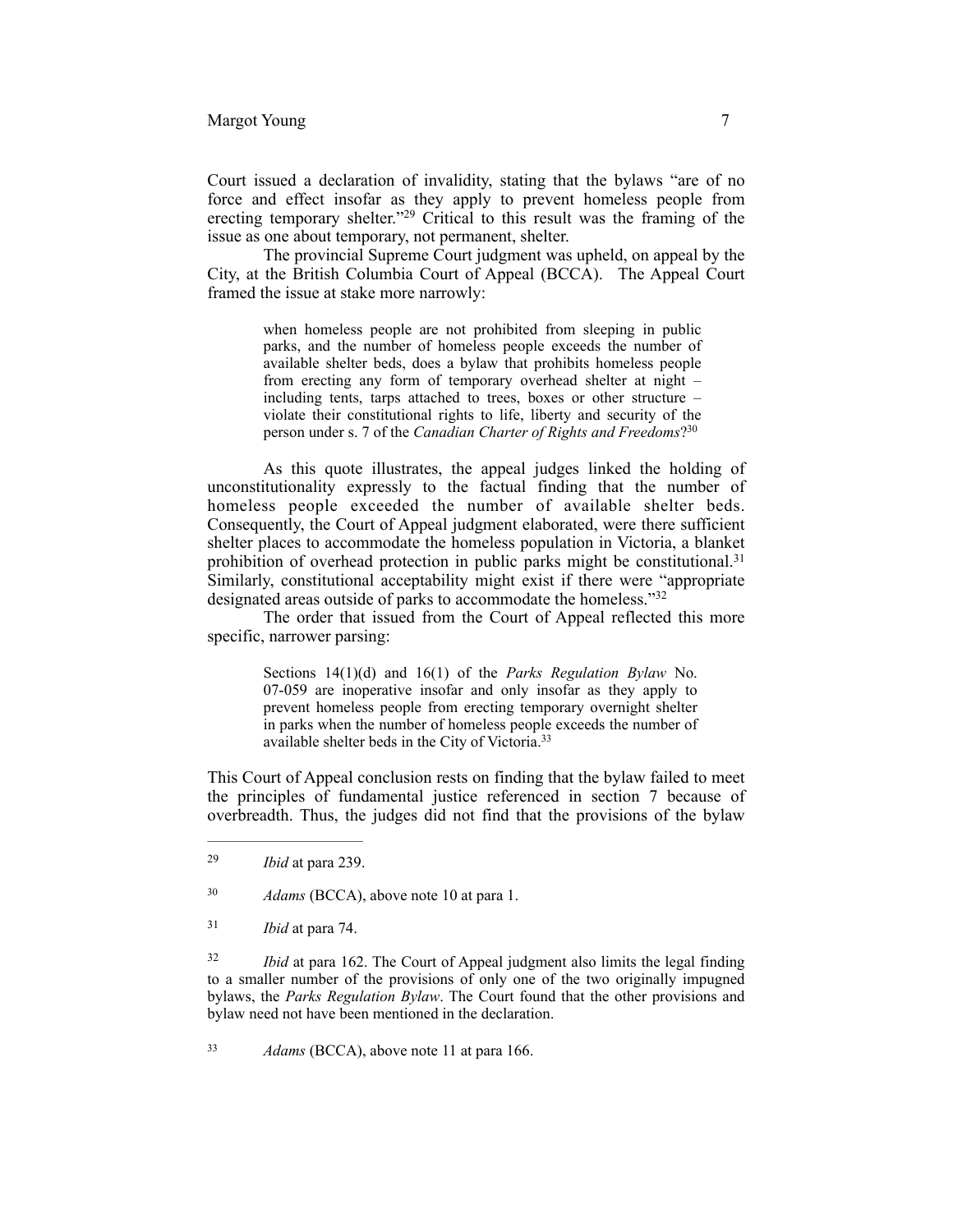Court issued a declaration of invalidity, stating that the bylaws "are of no force and effect insofar as they apply to prevent homeless people from erecting temporary shelter."[29] Critical to this result was the framing of the issue as one about temporary, not permanent, shelter.

The provincial Supreme Court judgment was upheld, on appeal by the City, at the British Columbia Court of Appeal (BCCA). The Appeal Court framed the issue at stake more narrowly:

> when homeless people are not prohibited from sleeping in public parks, and the number of homeless people exceeds the number of available shelter beds, does a bylaw that prohibits homeless people from erecting any form of temporary overhead shelter at night – including tents, tarps attached to trees, boxes or other structure – violate their constitutional rights to life, liberty and security of the person under s. 7 of the *Canadian Charter of Rights and Freedoms*?[30]

As this quote illustrates, the appeal judges linked the holding of unconstitutionality expressly to the factual finding that the number of homeless people exceeded the number of available shelter beds. Consequently, the Court of Appeal judgment elaborated, were there sufficient shelter places to accommodate the homeless population in Victoria, a blanket prohibition of overhead protection in public parks might be constitutional.[31] Similarly, constitutional acceptability might exist if there were "appropriate designated areas outside of parks to accommodate the homeless."[32]

The order that issued from the Court of Appeal reflected this more specific, narrower parsing:

> Sections 14(1)(d) and 16(1) of the *Parks Regulation Bylaw* No. 07-059 are inoperative insofar and only insofar as they apply to prevent homeless people from erecting temporary overnight shelter in parks when the number of homeless people exceeds the number of available shelter beds in the City of Victoria.[33]

This Court of Appeal conclusion rests on finding that the bylaw failed to meet the principles of fundamental justice referenced in section 7 because of overbreadth. Thus, the judges did not find that the provisions of the bylaw

---

[29] *Ibid* at para 239.

[30] *Adams* (BCCA), above note 10 at para 1.

[31] *Ibid* at para 74.

[32] *Ibid* at para 162. The Court of Appeal judgment also limits the legal finding to a smaller number of the provisions of only one of the two originally impugned bylaws, the *Parks Regulation Bylaw*. The Court found that the other provisions and bylaw need not have been mentioned in the declaration.

[33] *Adams* (BCCA), above note 11 at para 166.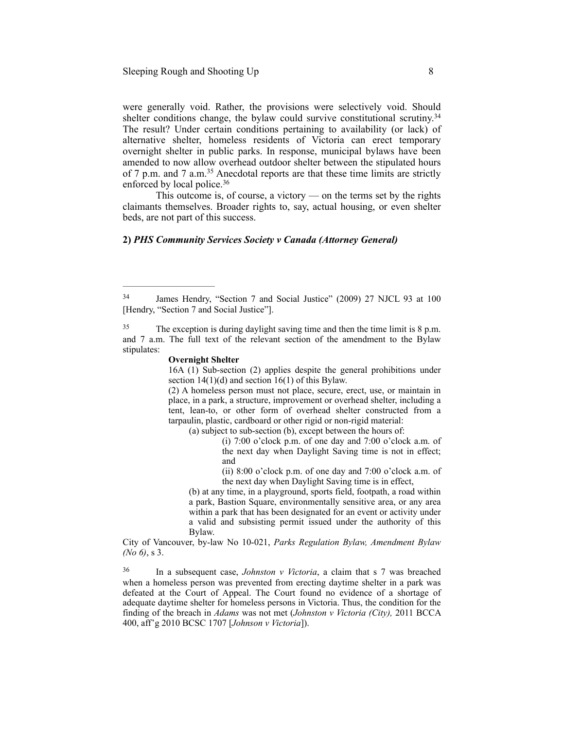were generally void. Rather, the provisions were selectively void. Should shelter conditions change, the bylaw could survive constitutional scrutiny.[34] The result? Under certain conditions pertaining to availability (or lack) of alternative shelter, homeless residents of Victoria can erect temporary overnight shelter in public parks. In response, municipal bylaws have been amended to now allow overhead outdoor shelter between the stipulated hours of 7 p.m. and 7 a.m.[35] Anecdotal reports are that these time limits are strictly enforced by local police.[36]

This outcome is, of course, a victory — on the terms set by the rights claimants themselves. Broader rights to, say, actual housing, or even shelter beds, are not part of this success.

**2) *PHS Community Services Society v Canada (Attorney General)***

---

[34] James Hendry, "Section 7 and Social Justice" (2009) 27 NJCL 93 at 100 [Hendry, "Section 7 and Social Justice"].

[35] The exception is during daylight saving time and then the time limit is 8 p.m. and 7 a.m. The full text of the relevant section of the amendment to the Bylaw stipulates:

> **Overnight Shelter**
>
> 16A (1) Sub-section (2) applies despite the general prohibitions under section 14(1)(d) and section 16(1) of this Bylaw.
>
> (2) A homeless person must not place, secure, erect, use, or maintain in place, in a park, a structure, improvement or overhead shelter, including a tent, lean-to, or other form of overhead shelter constructed from a tarpaulin, plastic, cardboard or other rigid or non-rigid material:
>
> (a) subject to sub-section (b), except between the hours of:
>
> (i) 7:00 o'clock p.m. of one day and 7:00 o'clock a.m. of the next day when Daylight Saving time is not in effect; and
>
> (ii) 8:00 o'clock p.m. of one day and 7:00 o'clock a.m. of the next day when Daylight Saving time is in effect,
>
> (b) at any time, in a playground, sports field, footpath, a road within a park, Bastion Square, environmentally sensitive area, or any area within a park that has been designated for an event or activity under a valid and subsisting permit issued under the authority of this Bylaw.

City of Vancouver, by-law No 10-021, *Parks Regulation Bylaw, Amendment Bylaw (No 6)*, s 3.

[36] In a subsequent case, *Johnston v Victoria*, a claim that s 7 was breached when a homeless person was prevented from erecting daytime shelter in a park was defeated at the Court of Appeal. The Court found no evidence of a shortage of adequate daytime shelter for homeless persons in Victoria. Thus, the condition for the finding of the breach in *Adams* was not met (*Johnston v Victoria (City),* 2011 BCCA 400, aff'g 2010 BCSC 1707 [*Johnson v Victoria*]).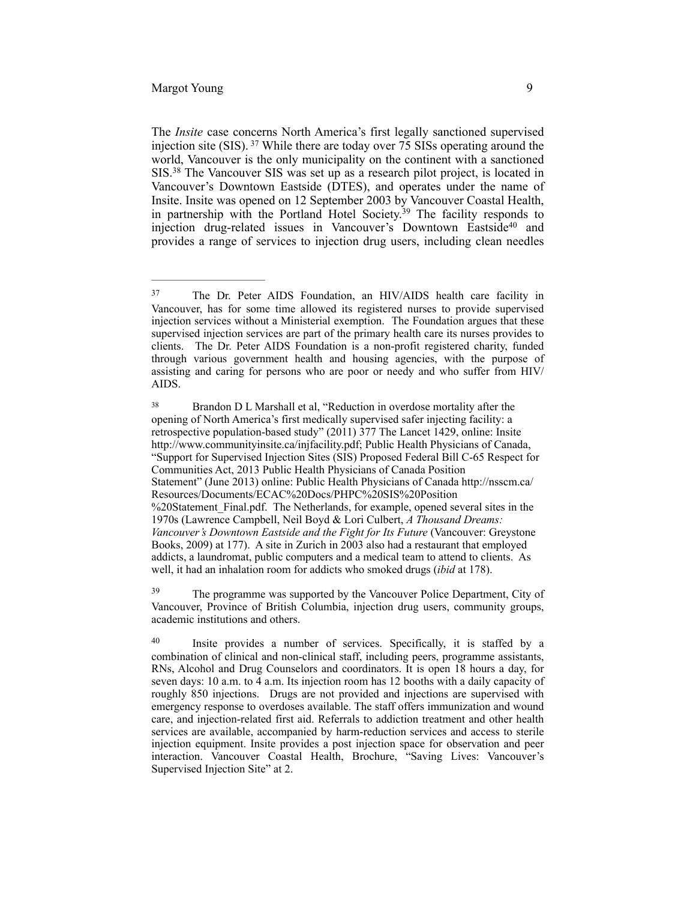The *Insite* case concerns North America's first legally sanctioned supervised injection site (SIS).[37] While there are today over 75 SISs operating around the world, Vancouver is the only municipality on the continent with a sanctioned SIS.[38] The Vancouver SIS was set up as a research pilot project, is located in Vancouver's Downtown Eastside (DTES), and operates under the name of Insite. Insite was opened on 12 September 2003 by Vancouver Coastal Health, in partnership with the Portland Hotel Society.[39] The facility responds to injection drug-related issues in Vancouver's Downtown Eastside[40] and provides a range of services to injection drug users, including clean needles

---

[37] The Dr. Peter AIDS Foundation, an HIV/AIDS health care facility in Vancouver, has for some time allowed its registered nurses to provide supervised injection services without a Ministerial exemption. The Foundation argues that these supervised injection services are part of the primary health care its nurses provides to clients. The Dr. Peter AIDS Foundation is a non-profit registered charity, funded through various government health and housing agencies, with the purpose of assisting and caring for persons who are poor or needy and who suffer from HIV/AIDS.

[38] Brandon D L Marshall et al, "Reduction in overdose mortality after the opening of North America's first medically supervised safer injecting facility: a retrospective population-based study" (2011) 377 The Lancet 1429, online: Insite http://www.communityinsite.ca/injfacility.pdf; Public Health Physicians of Canada, "Support for Supervised Injection Sites (SIS) Proposed Federal Bill C-65 Respect for Communities Act, 2013 Public Health Physicians of Canada Position Statement" (June 2013) online: Public Health Physicians of Canada http://nsscm.ca/Resources/Documents/ECAC%20Docs/PHPC%20SIS%20Position%20Statement_Final.pdf. The Netherlands, for example, opened several sites in the 1970s (Lawrence Campbell, Neil Boyd & Lori Culbert, *A Thousand Dreams: Vancouver's Downtown Eastside and the Fight for Its Future* (Vancouver: Greystone Books, 2009) at 177). A site in Zurich in 2003 also had a restaurant that employed addicts, a laundromat, public computers and a medical team to attend to clients. As well, it had an inhalation room for addicts who smoked drugs (*ibid* at 178).

[39] The programme was supported by the Vancouver Police Department, City of Vancouver, Province of British Columbia, injection drug users, community groups, academic institutions and others.

[40] Insite provides a number of services. Specifically, it is staffed by a combination of clinical and non-clinical staff, including peers, programme assistants, RNs, Alcohol and Drug Counselors and coordinators. It is open 18 hours a day, for seven days: 10 a.m. to 4 a.m. Its injection room has 12 booths with a daily capacity of roughly 850 injections. Drugs are not provided and injections are supervised with emergency response to overdoses available. The staff offers immunization and wound care, and injection-related first aid. Referrals to addiction treatment and other health services are available, accompanied by harm-reduction services and access to sterile injection equipment. Insite provides a post injection space for observation and peer interaction. Vancouver Coastal Health, Brochure, "Saving Lives: Vancouver's Supervised Injection Site" at 2.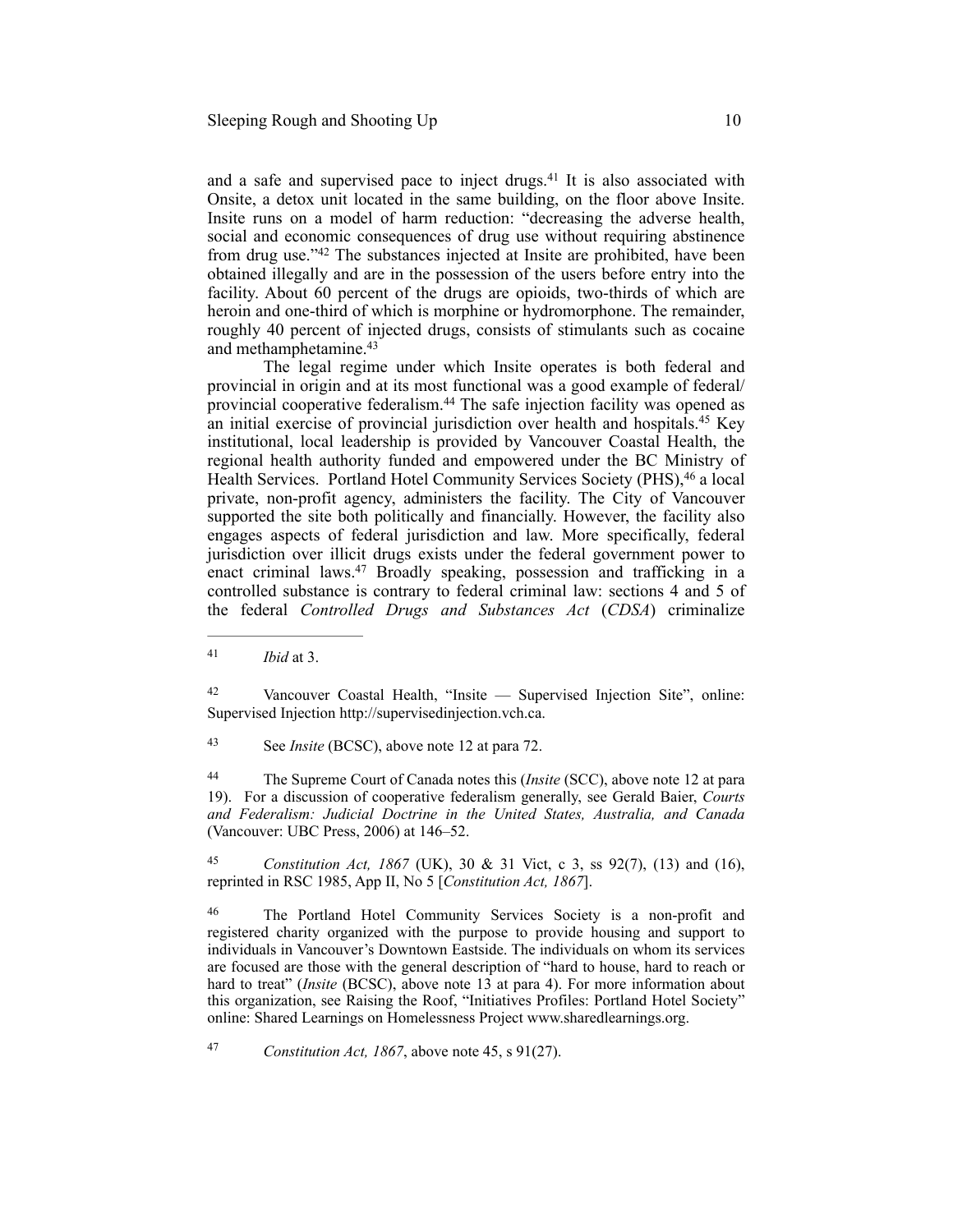and a safe and supervised pace to inject drugs.[41] It is also associated with Onsite, a detox unit located in the same building, on the floor above Insite. Insite runs on a model of harm reduction: "decreasing the adverse health, social and economic consequences of drug use without requiring abstinence from drug use."[42] The substances injected at Insite are prohibited, have been obtained illegally and are in the possession of the users before entry into the facility. About 60 percent of the drugs are opioids, two-thirds of which are heroin and one-third of which is morphine or hydromorphone. The remainder, roughly 40 percent of injected drugs, consists of stimulants such as cocaine and methamphetamine.[43]

The legal regime under which Insite operates is both federal and provincial in origin and at its most functional was a good example of federal/provincial cooperative federalism.[44] The safe injection facility was opened as an initial exercise of provincial jurisdiction over health and hospitals.[45] Key institutional, local leadership is provided by Vancouver Coastal Health, the regional health authority funded and empowered under the BC Ministry of Health Services. Portland Hotel Community Services Society (PHS),[46] a local private, non-profit agency, administers the facility. The City of Vancouver supported the site both politically and financially. However, the facility also engages aspects of federal jurisdiction and law. More specifically, federal jurisdiction over illicit drugs exists under the federal government power to enact criminal laws.[47] Broadly speaking, possession and trafficking in a controlled substance is contrary to federal criminal law: sections 4 and 5 of the federal *Controlled Drugs and Substances Act* (*CDSA*) criminalize

---

41 *Ibid* at 3.

42 Vancouver Coastal Health, "Insite — Supervised Injection Site", online: Supervised Injection http://supervisedinjection.vch.ca.

43 See *Insite* (BCSC), above note 12 at para 72.

44 The Supreme Court of Canada notes this (*Insite* (SCC), above note 12 at para 19). For a discussion of cooperative federalism generally, see Gerald Baier, *Courts and Federalism: Judicial Doctrine in the United States, Australia, and Canada* (Vancouver: UBC Press, 2006) at 146–52.

45 *Constitution Act, 1867* (UK), 30 & 31 Vict, c 3, ss 92(7), (13) and (16), reprinted in RSC 1985, App II, No 5 [*Constitution Act, 1867*].

46 The Portland Hotel Community Services Society is a non-profit and registered charity organized with the purpose to provide housing and support to individuals in Vancouver's Downtown Eastside. The individuals on whom its services are focused are those with the general description of "hard to house, hard to reach or hard to treat" (*Insite* (BCSC), above note 13 at para 4). For more information about this organization, see Raising the Roof, "Initiatives Profiles: Portland Hotel Society" online: Shared Learnings on Homelessness Project www.sharedlearnings.org.

47 *Constitution Act, 1867*, above note 45, s 91(27).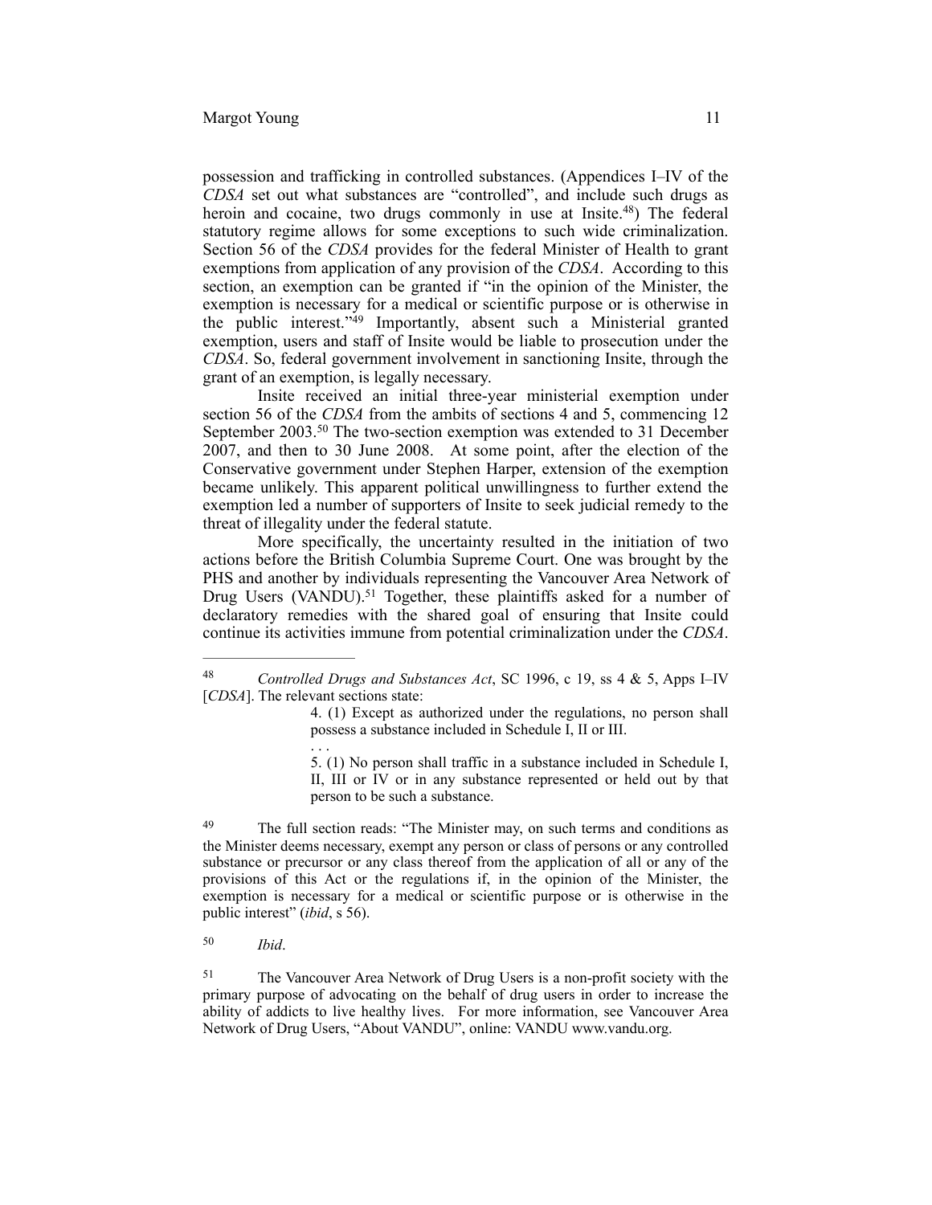possession and trafficking in controlled substances. (Appendices I–IV of the *CDSA* set out what substances are "controlled", and include such drugs as heroin and cocaine, two drugs commonly in use at Insite.[48]) The federal statutory regime allows for some exceptions to such wide criminalization. Section 56 of the *CDSA* provides for the federal Minister of Health to grant exemptions from application of any provision of the *CDSA*. According to this section, an exemption can be granted if "in the opinion of the Minister, the exemption is necessary for a medical or scientific purpose or is otherwise in the public interest."[49] Importantly, absent such a Ministerial granted exemption, users and staff of Insite would be liable to prosecution under the *CDSA*. So, federal government involvement in sanctioning Insite, through the grant of an exemption, is legally necessary.

Insite received an initial three-year ministerial exemption under section 56 of the *CDSA* from the ambits of sections 4 and 5, commencing 12 September 2003.[50] The two-section exemption was extended to 31 December 2007, and then to 30 June 2008. At some point, after the election of the Conservative government under Stephen Harper, extension of the exemption became unlikely. This apparent political unwillingness to further extend the exemption led a number of supporters of Insite to seek judicial remedy to the threat of illegality under the federal statute.

More specifically, the uncertainty resulted in the initiation of two actions before the British Columbia Supreme Court. One was brought by the PHS and another by individuals representing the Vancouver Area Network of Drug Users (VANDU).[51] Together, these plaintiffs asked for a number of declaratory remedies with the shared goal of ensuring that Insite could continue its activities immune from potential criminalization under the *CDSA*.

---

[48] *Controlled Drugs and Substances Act*, SC 1996, c 19, ss 4 & 5, Apps I–IV [*CDSA*]. The relevant sections state:

> 4. (1) Except as authorized under the regulations, no person shall possess a substance included in Schedule I, II or III.
>
> . . .
>
> 5. (1) No person shall traffic in a substance included in Schedule I, II, III or IV or in any substance represented or held out by that person to be such a substance.

[49] The full section reads: "The Minister may, on such terms and conditions as the Minister deems necessary, exempt any person or class of persons or any controlled substance or precursor or any class thereof from the application of all or any of the provisions of this Act or the regulations if, in the opinion of the Minister, the exemption is necessary for a medical or scientific purpose or is otherwise in the public interest" (*ibid*, s 56).

[50] *Ibid*.

[51] The Vancouver Area Network of Drug Users is a non-profit society with the primary purpose of advocating on the behalf of drug users in order to increase the ability of addicts to live healthy lives. For more information, see Vancouver Area Network of Drug Users, "About VANDU", online: VANDU www.vandu.org.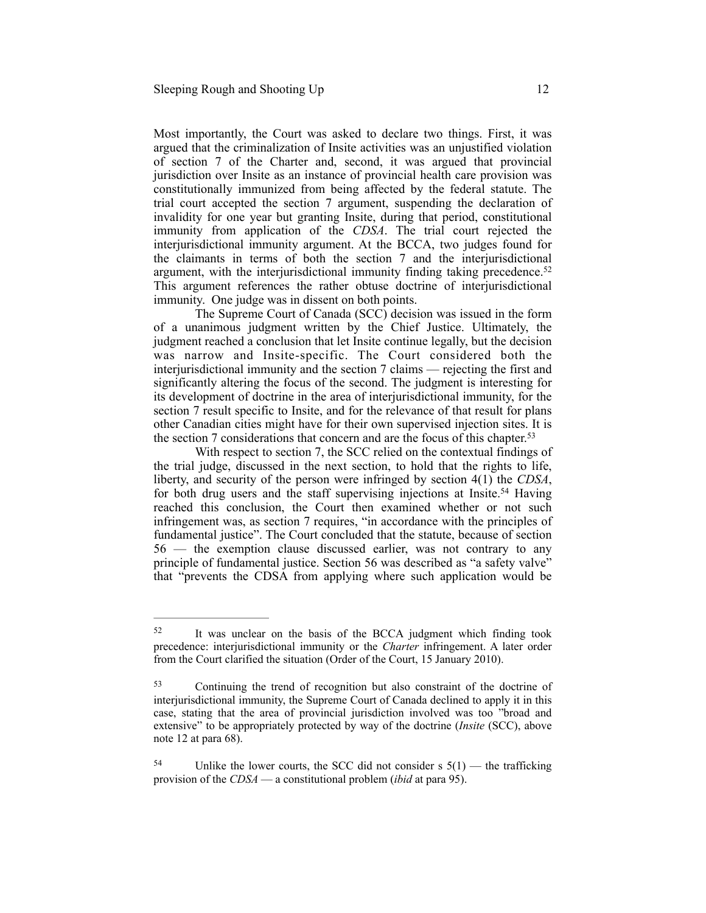Most importantly, the Court was asked to declare two things. First, it was argued that the criminalization of Insite activities was an unjustified violation of section 7 of the Charter and, second, it was argued that provincial jurisdiction over Insite as an instance of provincial health care provision was constitutionally immunized from being affected by the federal statute. The trial court accepted the section 7 argument, suspending the declaration of invalidity for one year but granting Insite, during that period, constitutional immunity from application of the *CDSA*. The trial court rejected the interjurisdictional immunity argument. At the BCCA, two judges found for the claimants in terms of both the section 7 and the interjurisdictional argument, with the interjurisdictional immunity finding taking precedence.[52] This argument references the rather obtuse doctrine of interjurisdictional immunity. One judge was in dissent on both points.

The Supreme Court of Canada (SCC) decision was issued in the form of a unanimous judgment written by the Chief Justice. Ultimately, the judgment reached a conclusion that let Insite continue legally, but the decision was narrow and Insite-specific. The Court considered both the interjurisdictional immunity and the section 7 claims — rejecting the first and significantly altering the focus of the second. The judgment is interesting for its development of doctrine in the area of interjurisdictional immunity, for the section 7 result specific to Insite, and for the relevance of that result for plans other Canadian cities might have for their own supervised injection sites. It is the section 7 considerations that concern and are the focus of this chapter.[53]

With respect to section 7, the SCC relied on the contextual findings of the trial judge, discussed in the next section, to hold that the rights to life, liberty, and security of the person were infringed by section 4(1) the *CDSA*, for both drug users and the staff supervising injections at Insite.[54] Having reached this conclusion, the Court then examined whether or not such infringement was, as section 7 requires, "in accordance with the principles of fundamental justice". The Court concluded that the statute, because of section 56 — the exemption clause discussed earlier, was not contrary to any principle of fundamental justice. Section 56 was described as "a safety valve" that "prevents the CDSA from applying where such application would be

---

[52] It was unclear on the basis of the BCCA judgment which finding took precedence: interjurisdictional immunity or the *Charter* infringement. A later order from the Court clarified the situation (Order of the Court, 15 January 2010).

[53] Continuing the trend of recognition but also constraint of the doctrine of interjurisdictional immunity, the Supreme Court of Canada declined to apply it in this case, stating that the area of provincial jurisdiction involved was too "broad and extensive" to be appropriately protected by way of the doctrine (*Insite* (SCC), above note 12 at para 68).

[54] Unlike the lower courts, the SCC did not consider s 5(1) — the trafficking provision of the *CDSA* — a constitutional problem (*ibid* at para 95).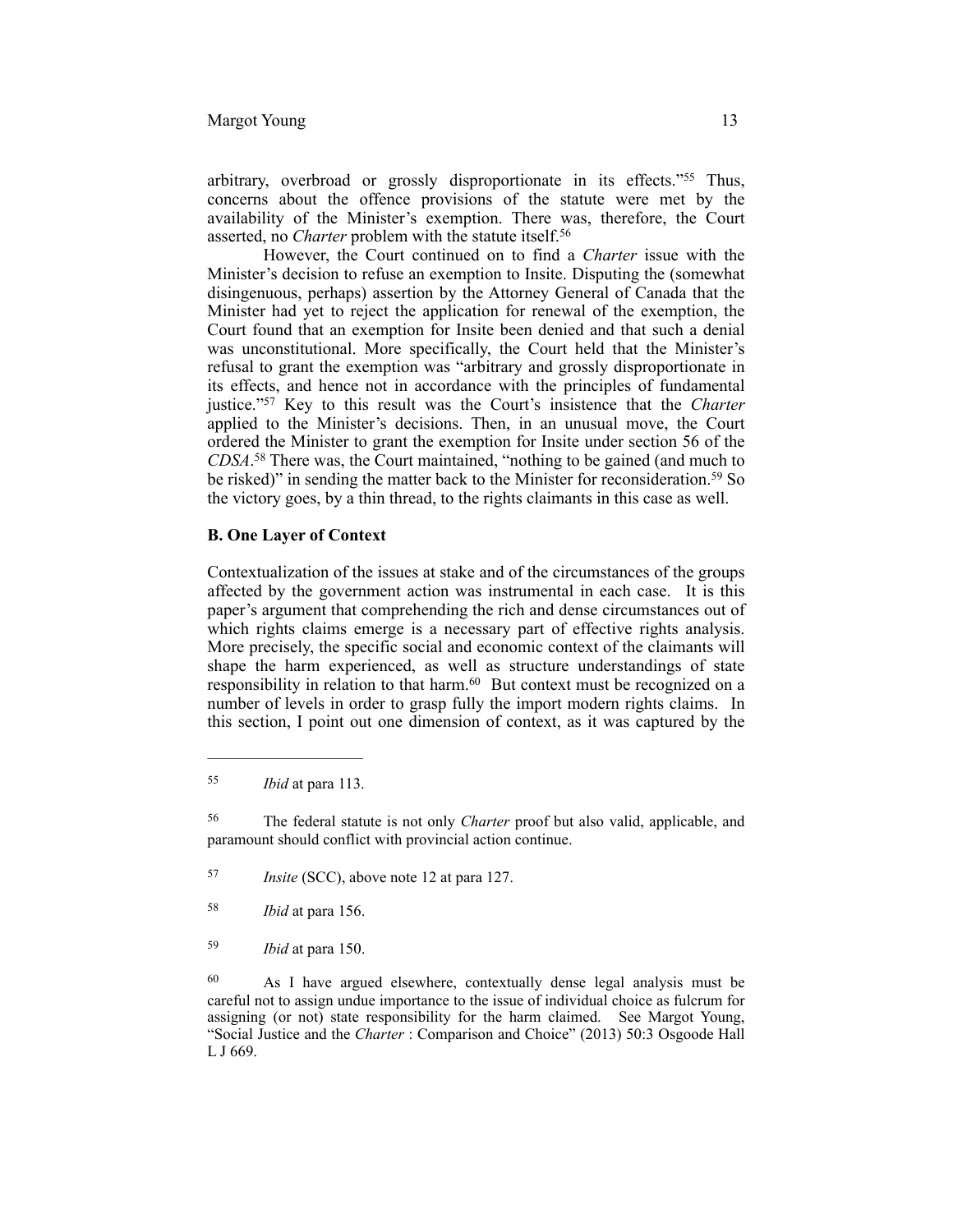arbitrary, overbroad or grossly disproportionate in its effects."[55] Thus, concerns about the offence provisions of the statute were met by the availability of the Minister's exemption. There was, therefore, the Court asserted, no *Charter* problem with the statute itself.[56]

However, the Court continued on to find a *Charter* issue with the Minister's decision to refuse an exemption to Insite. Disputing the (somewhat disingenuous, perhaps) assertion by the Attorney General of Canada that the Minister had yet to reject the application for renewal of the exemption, the Court found that an exemption for Insite been denied and that such a denial was unconstitutional. More specifically, the Court held that the Minister's refusal to grant the exemption was "arbitrary and grossly disproportionate in its effects, and hence not in accordance with the principles of fundamental justice."[57] Key to this result was the Court's insistence that the *Charter* applied to the Minister's decisions. Then, in an unusual move, the Court ordered the Minister to grant the exemption for Insite under section 56 of the *CDSA*.[58] There was, the Court maintained, "nothing to be gained (and much to be risked)" in sending the matter back to the Minister for reconsideration.[59] So the victory goes, by a thin thread, to the rights claimants in this case as well.

**B. One Layer of Context**

Contextualization of the issues at stake and of the circumstances of the groups affected by the government action was instrumental in each case. It is this paper's argument that comprehending the rich and dense circumstances out of which rights claims emerge is a necessary part of effective rights analysis. More precisely, the specific social and economic context of the claimants will shape the harm experienced, as well as structure understandings of state responsibility in relation to that harm.[60] But context must be recognized on a number of levels in order to grasp fully the import modern rights claims. In this section, I point out one dimension of context, as it was captured by the

---

[55] *Ibid* at para 113.

[56] The federal statute is not only *Charter* proof but also valid, applicable, and paramount should conflict with provincial action continue.

[57] *Insite* (SCC), above note 12 at para 127.

[58] *Ibid* at para 156.

[59] *Ibid* at para 150.

[60] As I have argued elsewhere, contextually dense legal analysis must be careful not to assign undue importance to the issue of individual choice as fulcrum for assigning (or not) state responsibility for the harm claimed. See Margot Young, "Social Justice and the *Charter* : Comparison and Choice" (2013) 50:3 Osgoode Hall L J 669.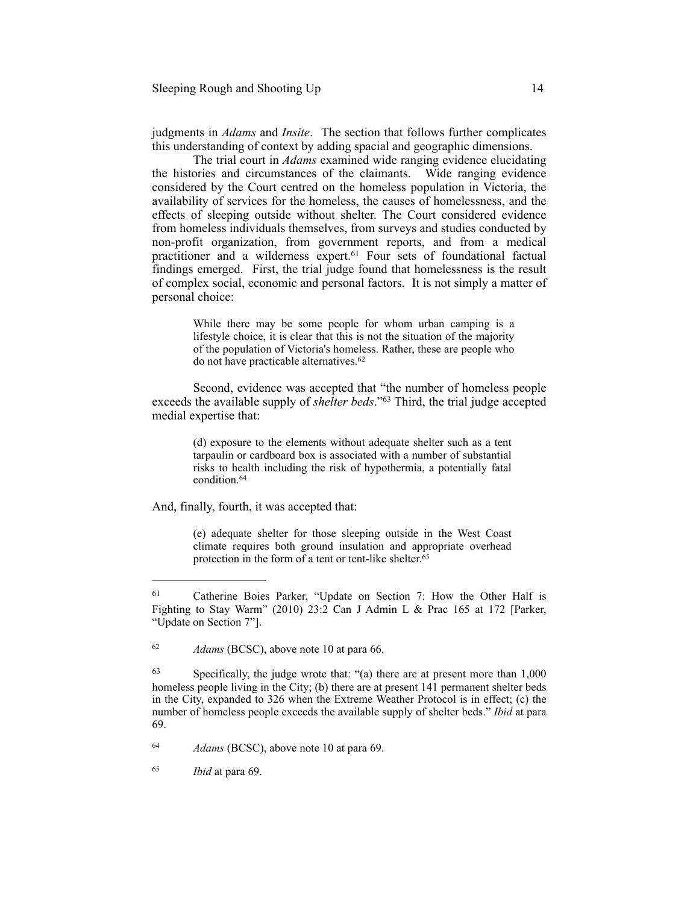judgments in *Adams* and *Insite*. The section that follows further complicates this understanding of context by adding spacial and geographic dimensions.

The trial court in *Adams* examined wide ranging evidence elucidating the histories and circumstances of the claimants. Wide ranging evidence considered by the Court centred on the homeless population in Victoria, the availability of services for the homeless, the causes of homelessness, and the effects of sleeping outside without shelter. The Court considered evidence from homeless individuals themselves, from surveys and studies conducted by non-profit organization, from government reports, and from a medical practitioner and a wilderness expert.[61] Four sets of foundational factual findings emerged. First, the trial judge found that homelessness is the result of complex social, economic and personal factors. It is not simply a matter of personal choice:

> While there may be some people for whom urban camping is a lifestyle choice, it is clear that this is not the situation of the majority of the population of Victoria's homeless. Rather, these are people who do not have practicable alternatives.[62]

Second, evidence was accepted that "the number of homeless people exceeds the available supply of *shelter beds*."[63] Third, the trial judge accepted medial expertise that:

> (d) exposure to the elements without adequate shelter such as a tent tarpaulin or cardboard box is associated with a number of substantial risks to health including the risk of hypothermia, a potentially fatal condition.[64]

And, finally, fourth, it was accepted that:

> (e) adequate shelter for those sleeping outside in the West Coast climate requires both ground insulation and appropriate overhead protection in the form of a tent or tent-like shelter.[65]

---

[61] Catherine Boies Parker, "Update on Section 7: How the Other Half is Fighting to Stay Warm" (2010) 23:2 Can J Admin L & Prac 165 at 172 [Parker, "Update on Section 7"].

[62] *Adams* (BCSC), above note 10 at para 66.

[63] Specifically, the judge wrote that: "(a) there are at present more than 1,000 homeless people living in the City; (b) there are at present 141 permanent shelter beds in the City, expanded to 326 when the Extreme Weather Protocol is in effect; (c) the number of homeless people exceeds the available supply of shelter beds." *Ibid* at para 69.

[64] *Adams* (BCSC), above note 10 at para 69.

[65] *Ibid* at para 69.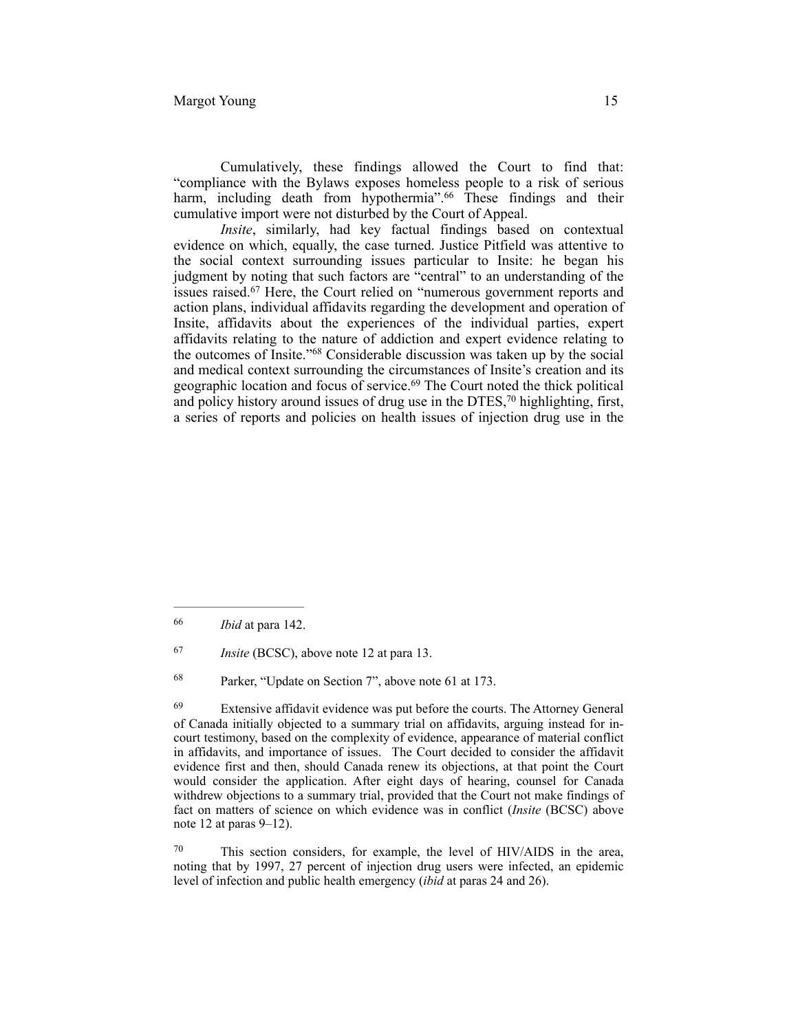Cumulatively, these findings allowed the Court to find that: "compliance with the Bylaws exposes homeless people to a risk of serious harm, including death from hypothermia".[66] These findings and their cumulative import were not disturbed by the Court of Appeal.

*Insite*, similarly, had key factual findings based on contextual evidence on which, equally, the case turned. Justice Pitfield was attentive to the social context surrounding issues particular to Insite: he began his judgment by noting that such factors are "central" to an understanding of the issues raised.[67] Here, the Court relied on "numerous government reports and action plans, individual affidavits regarding the development and operation of Insite, affidavits about the experiences of the individual parties, expert affidavits relating to the nature of addiction and expert evidence relating to the outcomes of Insite."[68] Considerable discussion was taken up by the social and medical context surrounding the circumstances of Insite's creation and its geographic location and focus of service.[69] The Court noted the thick political and policy history around issues of drug use in the DTES,[70] highlighting, first, a series of reports and policies on health issues of injection drug use in the

---

[66] *Ibid* at para 142.

[67] *Insite* (BCSC), above note 12 at para 13.

[68] Parker, "Update on Section 7", above note 61 at 173.

[69] Extensive affidavit evidence was put before the courts. The Attorney General of Canada initially objected to a summary trial on affidavits, arguing instead for in-court testimony, based on the complexity of evidence, appearance of material conflict in affidavits, and importance of issues. The Court decided to consider the affidavit evidence first and then, should Canada renew its objections, at that point the Court would consider the application. After eight days of hearing, counsel for Canada withdrew objections to a summary trial, provided that the Court not make findings of fact on matters of science on which evidence was in conflict (*Insite* (BCSC) above note 12 at paras 9–12).

[70] This section considers, for example, the level of HIV/AIDS in the area, noting that by 1997, 27 percent of injection drug users were infected, an epidemic level of infection and public health emergency (*ibid* at paras 24 and 26).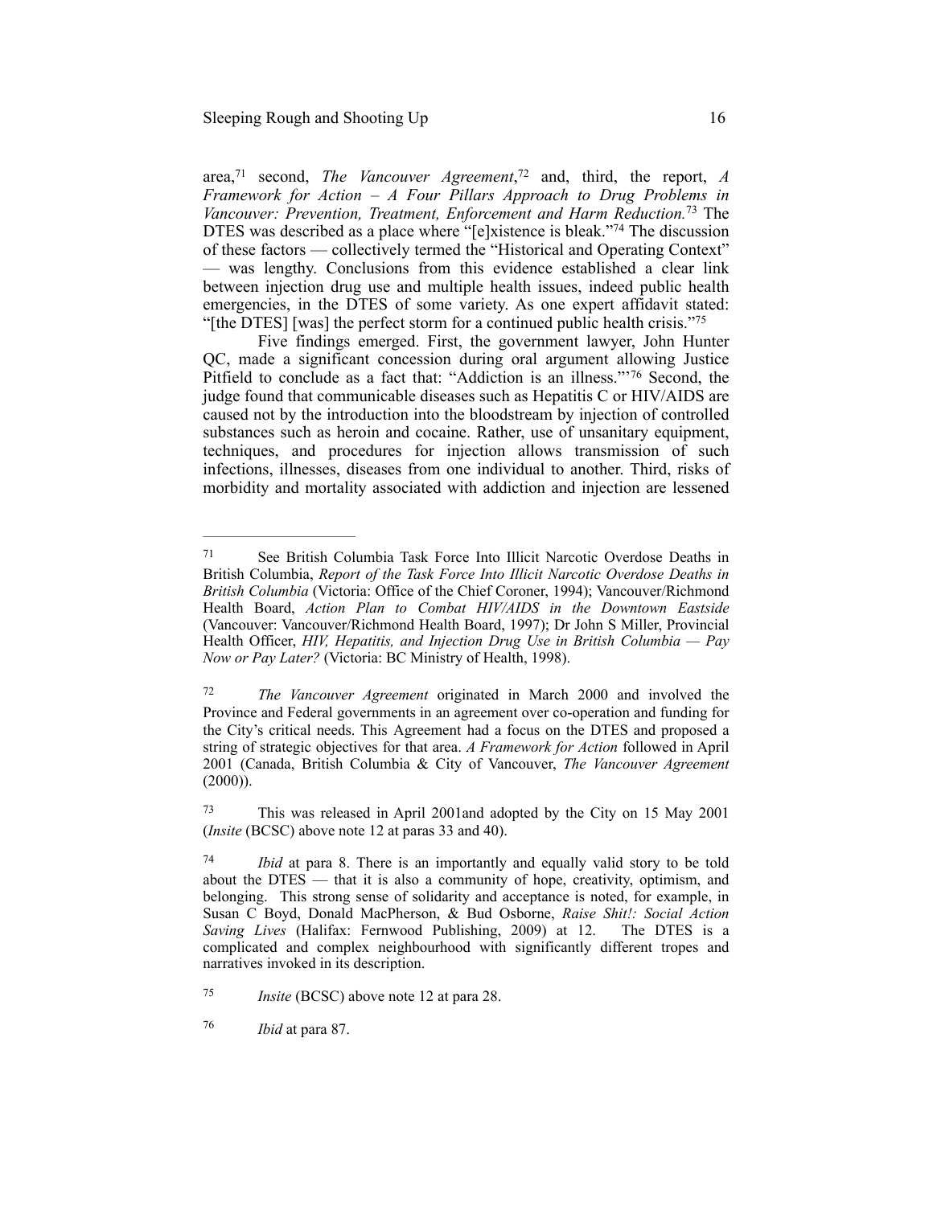area,[71] second, *The Vancouver Agreement*,[72] and, third, the report, *A Framework for Action – A Four Pillars Approach to Drug Problems in Vancouver: Prevention, Treatment, Enforcement and Harm Reduction.*[73] The DTES was described as a place where "[e]xistence is bleak."[74] The discussion of these factors — collectively termed the "Historical and Operating Context" — was lengthy. Conclusions from this evidence established a clear link between injection drug use and multiple health issues, indeed public health emergencies, in the DTES of some variety. As one expert affidavit stated: "[the DTES] [was] the perfect storm for a continued public health crisis."[75]

Five findings emerged. First, the government lawyer, John Hunter QC, made a significant concession during oral argument allowing Justice Pitfield to conclude as a fact that: "Addiction is an illness."'[76] Second, the judge found that communicable diseases such as Hepatitis C or HIV/AIDS are caused not by the introduction into the bloodstream by injection of controlled substances such as heroin and cocaine. Rather, use of unsanitary equipment, techniques, and procedures for injection allows transmission of such infections, illnesses, diseases from one individual to another. Third, risks of morbidity and mortality associated with addiction and injection are lessened

---

[71] See British Columbia Task Force Into Illicit Narcotic Overdose Deaths in British Columbia, *Report of the Task Force Into Illicit Narcotic Overdose Deaths in British Columbia* (Victoria: Office of the Chief Coroner, 1994); Vancouver/Richmond Health Board, *Action Plan to Combat HIV/AIDS in the Downtown Eastside* (Vancouver: Vancouver/Richmond Health Board, 1997); Dr John S Miller, Provincial Health Officer, *HIV, Hepatitis, and Injection Drug Use in British Columbia — Pay Now or Pay Later?* (Victoria: BC Ministry of Health, 1998).

[72] *The Vancouver Agreement* originated in March 2000 and involved the Province and Federal governments in an agreement over co-operation and funding for the City's critical needs. This Agreement had a focus on the DTES and proposed a string of strategic objectives for that area. *A Framework for Action* followed in April 2001 (Canada, British Columbia & City of Vancouver, *The Vancouver Agreement* (2000)).

[73] This was released in April 2001and adopted by the City on 15 May 2001 (*Insite* (BCSC) above note 12 at paras 33 and 40).

[74] *Ibid* at para 8. There is an importantly and equally valid story to be told about the DTES — that it is also a community of hope, creativity, optimism, and belonging. This strong sense of solidarity and acceptance is noted, for example, in Susan C Boyd, Donald MacPherson, & Bud Osborne, *Raise Shit!: Social Action Saving Lives* (Halifax: Fernwood Publishing, 2009) at 12. The DTES is a complicated and complex neighbourhood with significantly different tropes and narratives invoked in its description.

[75] *Insite* (BCSC) above note 12 at para 28.

[76] *Ibid* at para 87.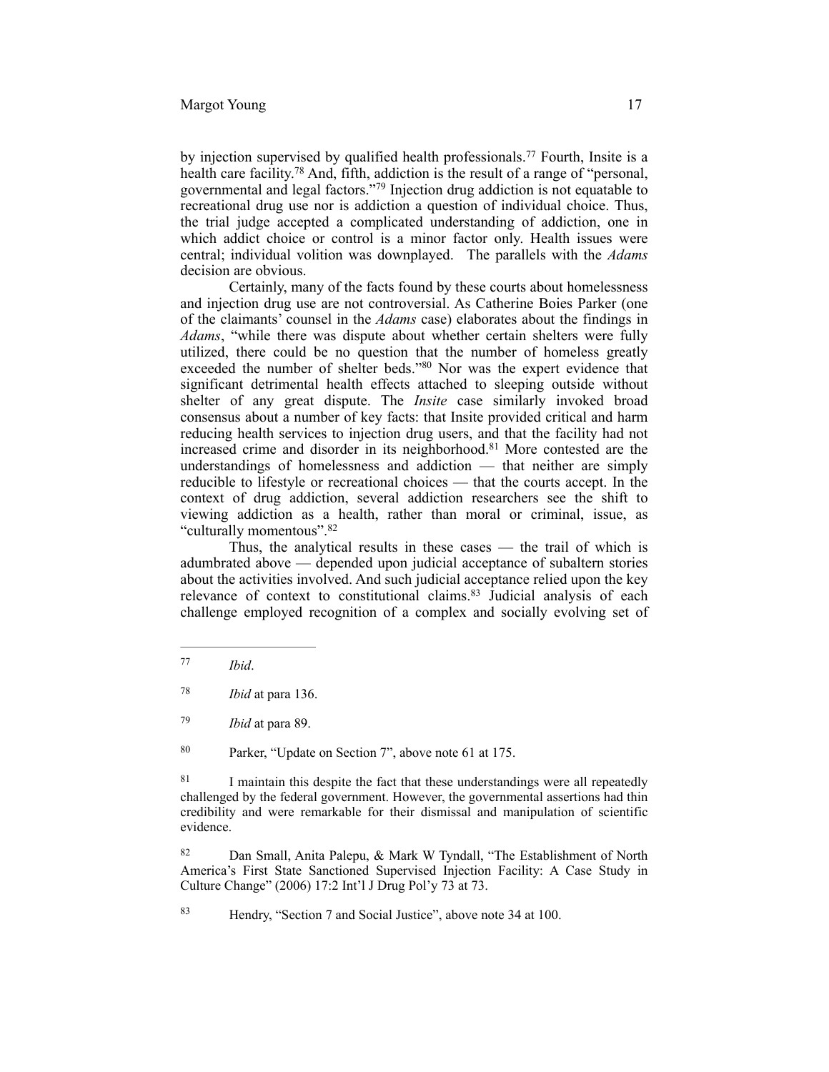by injection supervised by qualified health professionals.[77] Fourth, Insite is a health care facility.[78] And, fifth, addiction is the result of a range of "personal, governmental and legal factors."[79] Injection drug addiction is not equatable to recreational drug use nor is addiction a question of individual choice. Thus, the trial judge accepted a complicated understanding of addiction, one in which addict choice or control is a minor factor only. Health issues were central; individual volition was downplayed. The parallels with the *Adams* decision are obvious.

Certainly, many of the facts found by these courts about homelessness and injection drug use are not controversial. As Catherine Boies Parker (one of the claimants' counsel in the *Adams* case) elaborates about the findings in *Adams*, "while there was dispute about whether certain shelters were fully utilized, there could be no question that the number of homeless greatly exceeded the number of shelter beds."[80] Nor was the expert evidence that significant detrimental health effects attached to sleeping outside without shelter of any great dispute. The *Insite* case similarly invoked broad consensus about a number of key facts: that Insite provided critical and harm reducing health services to injection drug users, and that the facility had not increased crime and disorder in its neighborhood.[81] More contested are the understandings of homelessness and addiction — that neither are simply reducible to lifestyle or recreational choices — that the courts accept. In the context of drug addiction, several addiction researchers see the shift to viewing addiction as a health, rather than moral or criminal, issue, as "culturally momentous".[82]

Thus, the analytical results in these cases — the trail of which is adumbrated above — depended upon judicial acceptance of subaltern stories about the activities involved. And such judicial acceptance relied upon the key relevance of context to constitutional claims.[83] Judicial analysis of each challenge employed recognition of a complex and socially evolving set of

---

77 *Ibid*.

78 *Ibid* at para 136.

79 *Ibid* at para 89.

80 Parker, "Update on Section 7", above note 61 at 175.

81 I maintain this despite the fact that these understandings were all repeatedly challenged by the federal government. However, the governmental assertions had thin credibility and were remarkable for their dismissal and manipulation of scientific evidence.

82 Dan Small, Anita Palepu, & Mark W Tyndall, "The Establishment of North America's First State Sanctioned Supervised Injection Facility: A Case Study in Culture Change" (2006) 17:2 Int'l J Drug Pol'y 73 at 73.

83 Hendry, "Section 7 and Social Justice", above note 34 at 100.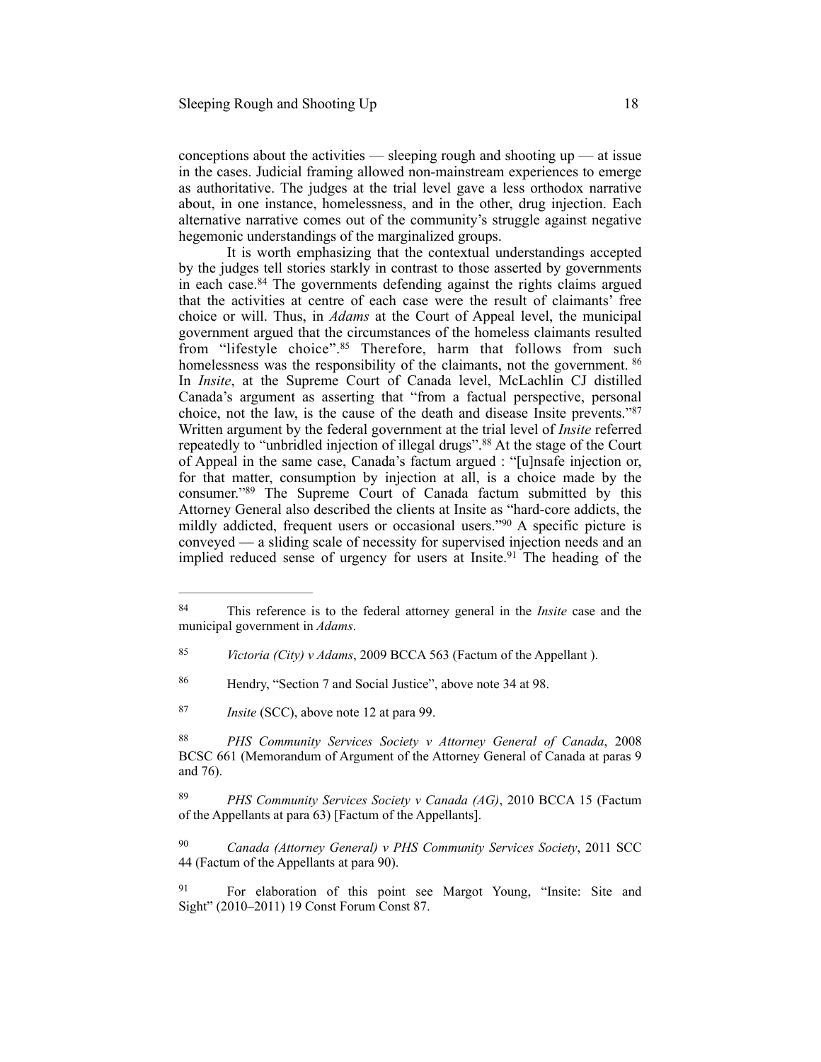conceptions about the activities — sleeping rough and shooting up — at issue in the cases. Judicial framing allowed non-mainstream experiences to emerge as authoritative. The judges at the trial level gave a less orthodox narrative about, in one instance, homelessness, and in the other, drug injection. Each alternative narrative comes out of the community's struggle against negative hegemonic understandings of the marginalized groups.

It is worth emphasizing that the contextual understandings accepted by the judges tell stories starkly in contrast to those asserted by governments in each case.[84] The governments defending against the rights claims argued that the activities at centre of each case were the result of claimants' free choice or will. Thus, in *Adams* at the Court of Appeal level, the municipal government argued that the circumstances of the homeless claimants resulted from "lifestyle choice".[85] Therefore, harm that follows from such homelessness was the responsibility of the claimants, not the government.[86] In *Insite*, at the Supreme Court of Canada level, McLachlin CJ distilled Canada's argument as asserting that "from a factual perspective, personal choice, not the law, is the cause of the death and disease Insite prevents."[87] Written argument by the federal government at the trial level of *Insite* referred repeatedly to "unbridled injection of illegal drugs".[88] At the stage of the Court of Appeal in the same case, Canada's factum argued : "[u]nsafe injection or, for that matter, consumption by injection at all, is a choice made by the consumer."[89] The Supreme Court of Canada factum submitted by this Attorney General also described the clients at Insite as "hard-core addicts, the mildly addicted, frequent users or occasional users."[90] A specific picture is conveyed — a sliding scale of necessity for supervised injection needs and an implied reduced sense of urgency for users at Insite.[91] The heading of the

---

[84] This reference is to the federal attorney general in the *Insite* case and the municipal government in *Adams*.

[85] *Victoria (City) v Adams*, 2009 BCCA 563 (Factum of the Appellant ).

[86] Hendry, "Section 7 and Social Justice", above note 34 at 98.

[87] *Insite* (SCC), above note 12 at para 99.

[88] *PHS Community Services Society v Attorney General of Canada*, 2008 BCSC 661 (Memorandum of Argument of the Attorney General of Canada at paras 9 and 76).

[89] *PHS Community Services Society v Canada (AG)*, 2010 BCCA 15 (Factum of the Appellants at para 63) [Factum of the Appellants].

[90] *Canada (Attorney General) v PHS Community Services Society*, 2011 SCC 44 (Factum of the Appellants at para 90).

[91] For elaboration of this point see Margot Young, "Insite: Site and Sight" (2010–2011) 19 Const Forum Const 87.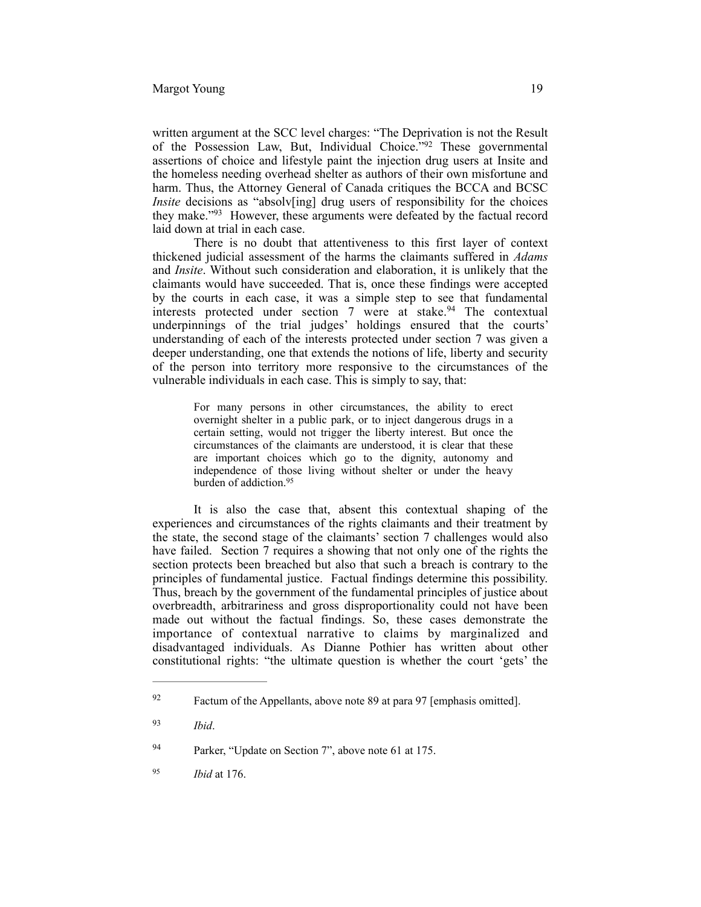written argument at the SCC level charges: "The Deprivation is not the Result of the Possession Law, But, Individual Choice."[92] These governmental assertions of choice and lifestyle paint the injection drug users at Insite and the homeless needing overhead shelter as authors of their own misfortune and harm. Thus, the Attorney General of Canada critiques the BCCA and BCSC *Insite* decisions as "absolv[ing] drug users of responsibility for the choices they make."[93] However, these arguments were defeated by the factual record laid down at trial in each case.

There is no doubt that attentiveness to this first layer of context thickened judicial assessment of the harms the claimants suffered in *Adams* and *Insite*. Without such consideration and elaboration, it is unlikely that the claimants would have succeeded. That is, once these findings were accepted by the courts in each case, it was a simple step to see that fundamental interests protected under section 7 were at stake.[94] The contextual underpinnings of the trial judges' holdings ensured that the courts' understanding of each of the interests protected under section 7 was given a deeper understanding, one that extends the notions of life, liberty and security of the person into territory more responsive to the circumstances of the vulnerable individuals in each case. This is simply to say, that:

> For many persons in other circumstances, the ability to erect overnight shelter in a public park, or to inject dangerous drugs in a certain setting, would not trigger the liberty interest. But once the circumstances of the claimants are understood, it is clear that these are important choices which go to the dignity, autonomy and independence of those living without shelter or under the heavy burden of addiction.[95]

It is also the case that, absent this contextual shaping of the experiences and circumstances of the rights claimants and their treatment by the state, the second stage of the claimants' section 7 challenges would also have failed. Section 7 requires a showing that not only one of the rights the section protects been breached but also that such a breach is contrary to the principles of fundamental justice. Factual findings determine this possibility. Thus, breach by the government of the fundamental principles of justice about overbreadth, arbitrariness and gross disproportionality could not have been made out without the factual findings. So, these cases demonstrate the importance of contextual narrative to claims by marginalized and disadvantaged individuals. As Dianne Pothier has written about other constitutional rights: "the ultimate question is whether the court 'gets' the

---

[92] Factum of the Appellants, above note 89 at para 97 [emphasis omitted].

[93] *Ibid*.

[94] Parker, "Update on Section 7", above note 61 at 175.

[95] *Ibid* at 176.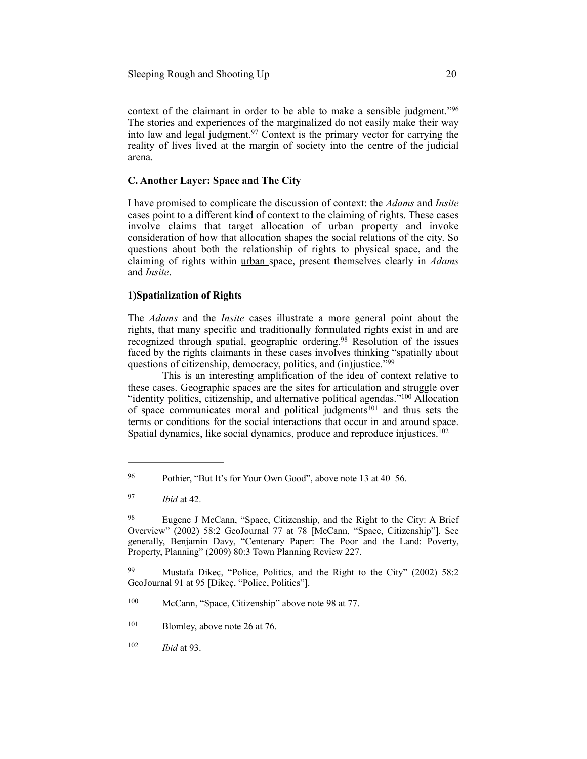context of the claimant in order to be able to make a sensible judgment."[96] The stories and experiences of the marginalized do not easily make their way into law and legal judgment.[97] Context is the primary vector for carrying the reality of lives lived at the margin of society into the centre of the judicial arena.

### C. Another Layer: Space and The City

I have promised to complicate the discussion of context: the *Adams* and *Insite* cases point to a different kind of context to the claiming of rights. These cases involve claims that target allocation of urban property and invoke consideration of how that allocation shapes the social relations of the city. So questions about both the relationship of rights to physical space, and the claiming of rights within urban space, present themselves clearly in *Adams* and *Insite*.

#### 1) Spatialization of Rights

The *Adams* and the *Insite* cases illustrate a more general point about the rights, that many specific and traditionally formulated rights exist in and are recognized through spatial, geographic ordering.[98] Resolution of the issues faced by the rights claimants in these cases involves thinking "spatially about questions of citizenship, democracy, politics, and (in)justice."[99]

This is an interesting amplification of the idea of context relative to these cases. Geographic spaces are the sites for articulation and struggle over "identity politics, citizenship, and alternative political agendas."[100] Allocation of space communicates moral and political judgments[101] and thus sets the terms or conditions for the social interactions that occur in and around space. Spatial dynamics, like social dynamics, produce and reproduce injustices.[102]

---

[96] Pothier, "But It's for Your Own Good", above note 13 at 40–56.

[97] *Ibid* at 42.

[98] Eugene J McCann, "Space, Citizenship, and the Right to the City: A Brief Overview" (2002) 58:2 GeoJournal 77 at 78 [McCann, "Space, Citizenship"]. See generally, Benjamin Davy, "Centenary Paper: The Poor and the Land: Poverty, Property, Planning" (2009) 80:3 Town Planning Review 227.

[99] Mustafa Dikeç, "Police, Politics, and the Right to the City" (2002) 58:2 GeoJournal 91 at 95 [Dikeç, "Police, Politics"].

[100] McCann, "Space, Citizenship" above note 98 at 77.

[101] Blomley, above note 26 at 76.

[102] *Ibid* at 93.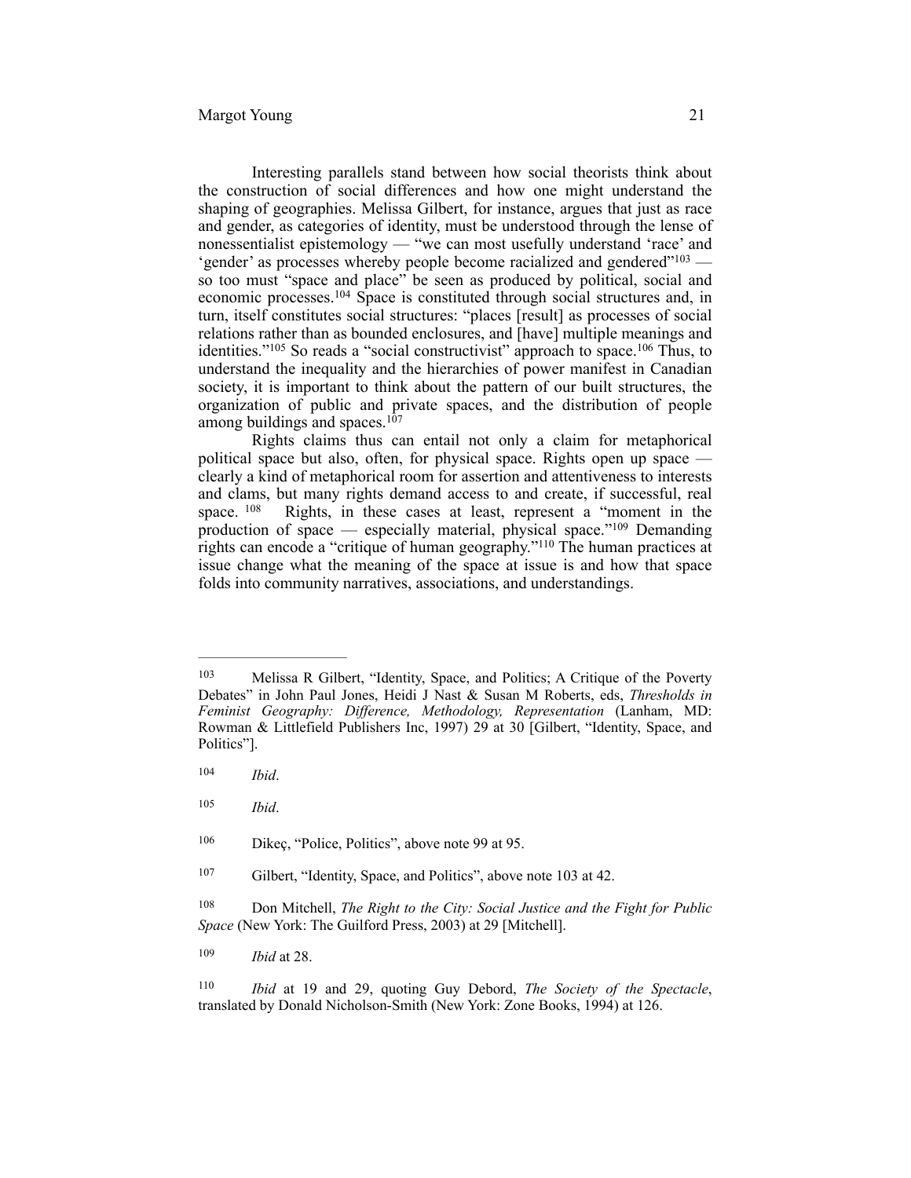Interesting parallels stand between how social theorists think about the construction of social differences and how one might understand the shaping of geographies. Melissa Gilbert, for instance, argues that just as race and gender, as categories of identity, must be understood through the lense of nonessentialist epistemology — "we can most usefully understand 'race' and 'gender' as processes whereby people become racialized and gendered"[103] — so too must "space and place" be seen as produced by political, social and economic processes.[104] Space is constituted through social structures and, in turn, itself constitutes social structures: "places [result] as processes of social relations rather than as bounded enclosures, and [have] multiple meanings and identities."[105] So reads a "social constructivist" approach to space.[106] Thus, to understand the inequality and the hierarchies of power manifest in Canadian society, it is important to think about the pattern of our built structures, the organization of public and private spaces, and the distribution of people among buildings and spaces.[107]

Rights claims thus can entail not only a claim for metaphorical political space but also, often, for physical space. Rights open up space — clearly a kind of metaphorical room for assertion and attentiveness to interests and clams, but many rights demand access to and create, if successful, real space.[108] Rights, in these cases at least, represent a "moment in the production of space — especially material, physical space."[109] Demanding rights can encode a "critique of human geography."[110] The human practices at issue change what the meaning of the space at issue is and how that space folds into community narratives, associations, and understandings.

---

[103] Melissa R Gilbert, "Identity, Space, and Politics; A Critique of the Poverty Debates" in John Paul Jones, Heidi J Nast & Susan M Roberts, eds, *Thresholds in Feminist Geography: Difference, Methodology, Representation* (Lanham, MD: Rowman & Littlefield Publishers Inc, 1997) 29 at 30 [Gilbert, "Identity, Space, and Politics"].

[104] *Ibid*.

[105] *Ibid*.

[106] Dikeç, "Police, Politics", above note 99 at 95.

[107] Gilbert, "Identity, Space, and Politics", above note 103 at 42.

[108] Don Mitchell, *The Right to the City: Social Justice and the Fight for Public Space* (New York: The Guilford Press, 2003) at 29 [Mitchell].

[109] *Ibid* at 28.

[110] *Ibid* at 19 and 29, quoting Guy Debord, *The Society of the Spectacle*, translated by Donald Nicholson-Smith (New York: Zone Books, 1994) at 126.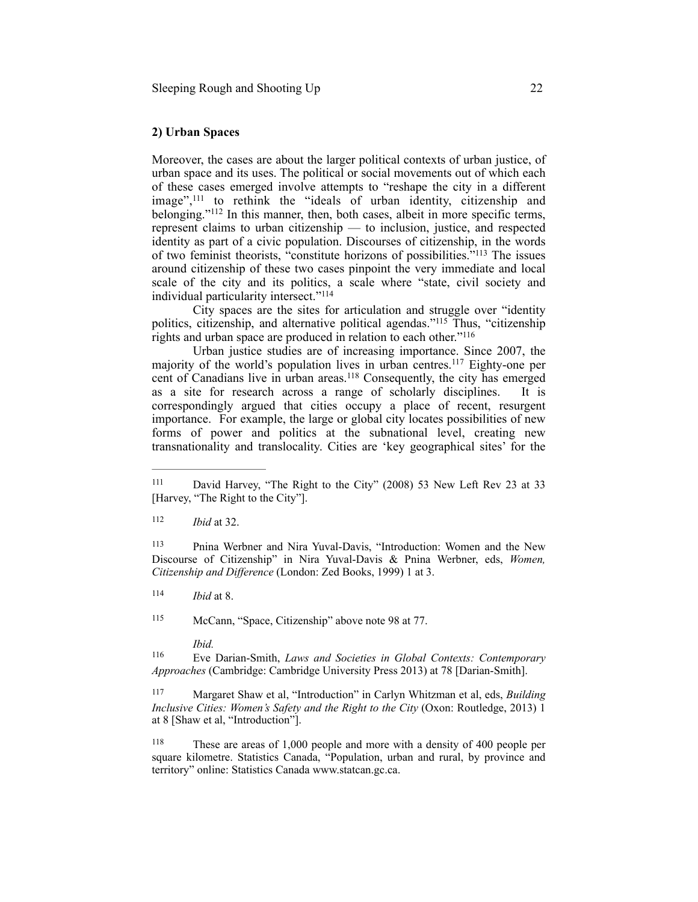**2) Urban Spaces**

Moreover, the cases are about the larger political contexts of urban justice, of urban space and its uses. The political or social movements out of which each of these cases emerged involve attempts to "reshape the city in a different image",[111] to rethink the "ideals of urban identity, citizenship and belonging."[112] In this manner, then, both cases, albeit in more specific terms, represent claims to urban citizenship — to inclusion, justice, and respected identity as part of a civic population. Discourses of citizenship, in the words of two feminist theorists, "constitute horizons of possibilities."[113] The issues around citizenship of these two cases pinpoint the very immediate and local scale of the city and its politics, a scale where "state, civil society and individual particularity intersect."[114]

City spaces are the sites for articulation and struggle over "identity politics, citizenship, and alternative political agendas."[115] Thus, "citizenship rights and urban space are produced in relation to each other."[116]

Urban justice studies are of increasing importance. Since 2007, the majority of the world's population lives in urban centres.[117] Eighty-one per cent of Canadians live in urban areas.[118] Consequently, the city has emerged as a site for research across a range of scholarly disciplines. It is correspondingly argued that cities occupy a place of recent, resurgent importance. For example, the large or global city locates possibilities of new forms of power and politics at the subnational level, creating new transnationality and translocality. Cities are 'key geographical sites' for the

---

[111] David Harvey, "The Right to the City" (2008) 53 New Left Rev 23 at 33 [Harvey, "The Right to the City"].

[112] *Ibid* at 32.

[113] Pnina Werbner and Nira Yuval-Davis, "Introduction: Women and the New Discourse of Citizenship" in Nira Yuval-Davis & Pnina Werbner, eds, *Women, Citizenship and Difference* (London: Zed Books, 1999) 1 at 3.

[114] *Ibid* at 8.

[115] McCann, "Space, Citizenship" above note 98 at 77.

*Ibid.*

[116] Eve Darian-Smith, *Laws and Societies in Global Contexts: Contemporary Approaches* (Cambridge: Cambridge University Press 2013) at 78 [Darian-Smith].

[117] Margaret Shaw et al, "Introduction" in Carlyn Whitzman et al, eds, *Building Inclusive Cities: Women's Safety and the Right to the City* (Oxon: Routledge, 2013) 1 at 8 [Shaw et al, "Introduction"].

[118] These are areas of 1,000 people and more with a density of 400 people per square kilometre. Statistics Canada, "Population, urban and rural, by province and territory" online: Statistics Canada www.statcan.gc.ca.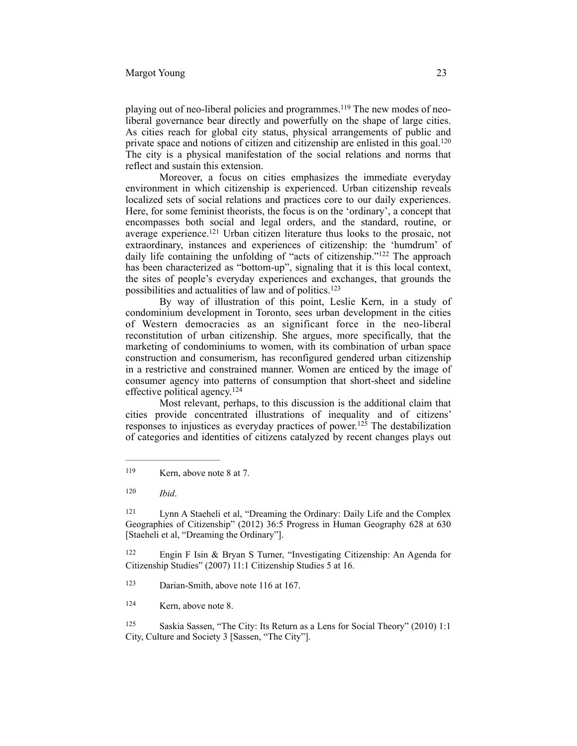playing out of neo-liberal policies and programmes.[119] The new modes of neo-liberal governance bear directly and powerfully on the shape of large cities. As cities reach for global city status, physical arrangements of public and private space and notions of citizen and citizenship are enlisted in this goal.[120] The city is a physical manifestation of the social relations and norms that reflect and sustain this extension.

Moreover, a focus on cities emphasizes the immediate everyday environment in which citizenship is experienced. Urban citizenship reveals localized sets of social relations and practices core to our daily experiences. Here, for some feminist theorists, the focus is on the 'ordinary', a concept that encompasses both social and legal orders, and the standard, routine, or average experience.[121] Urban citizen literature thus looks to the prosaic, not extraordinary, instances and experiences of citizenship: the 'humdrum' of daily life containing the unfolding of "acts of citizenship."[122] The approach has been characterized as "bottom-up", signaling that it is this local context, the sites of people's everyday experiences and exchanges, that grounds the possibilities and actualities of law and of politics.[123]

By way of illustration of this point, Leslie Kern, in a study of condominium development in Toronto, sees urban development in the cities of Western democracies as an significant force in the neo-liberal reconstitution of urban citizenship. She argues, more specifically, that the marketing of condominiums to women, with its combination of urban space construction and consumerism, has reconfigured gendered urban citizenship in a restrictive and constrained manner. Women are enticed by the image of consumer agency into patterns of consumption that short-sheet and sideline effective political agency.[124]

Most relevant, perhaps, to this discussion is the additional claim that cities provide concentrated illustrations of inequality and of citizens' responses to injustices as everyday practices of power.[125] The destabilization of categories and identities of citizens catalyzed by recent changes plays out

---

119 Kern, above note 8 at 7.

120 *Ibid*.

121 Lynn A Staeheli et al, "Dreaming the Ordinary: Daily Life and the Complex Geographies of Citizenship" (2012) 36:5 Progress in Human Geography 628 at 630 [Staeheli et al, "Dreaming the Ordinary"].

122 Engin F Isin & Bryan S Turner, "Investigating Citizenship: An Agenda for Citizenship Studies" (2007) 11:1 Citizenship Studies 5 at 16.

123 Darian-Smith, above note 116 at 167.

124 Kern, above note 8.

125 Saskia Sassen, "The City: Its Return as a Lens for Social Theory" (2010) 1:1 City, Culture and Society 3 [Sassen, "The City"].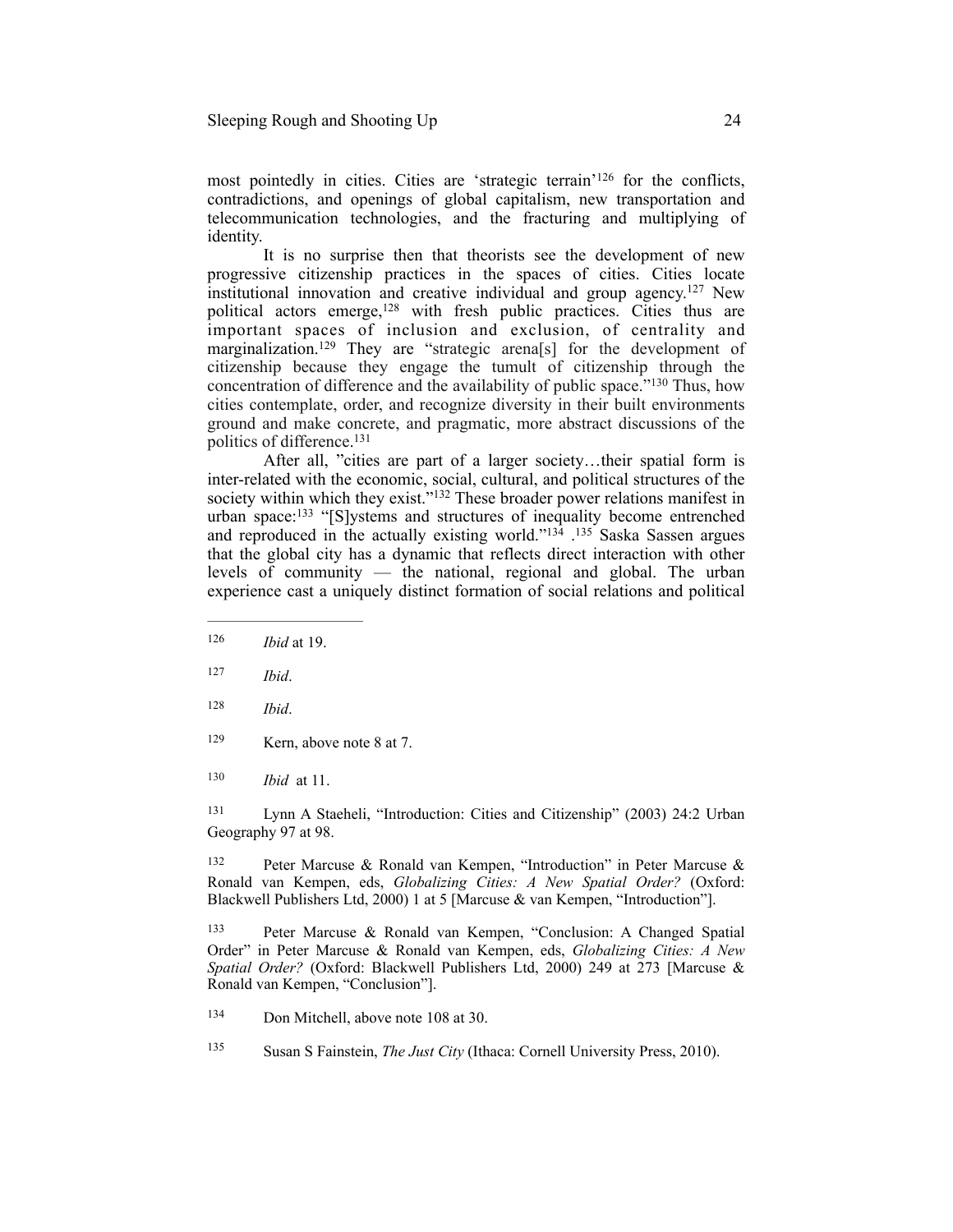most pointedly in cities. Cities are 'strategic terrain'[126] for the conflicts, contradictions, and openings of global capitalism, new transportation and telecommunication technologies, and the fracturing and multiplying of identity.

It is no surprise then that theorists see the development of new progressive citizenship practices in the spaces of cities. Cities locate institutional innovation and creative individual and group agency.[127] New political actors emerge,[128] with fresh public practices. Cities thus are important spaces of inclusion and exclusion, of centrality and marginalization.[129] They are "strategic arena[s] for the development of citizenship because they engage the tumult of citizenship through the concentration of difference and the availability of public space."[130] Thus, how cities contemplate, order, and recognize diversity in their built environments ground and make concrete, and pragmatic, more abstract discussions of the politics of difference.[131]

After all, "cities are part of a larger society…their spatial form is inter-related with the economic, social, cultural, and political structures of the society within which they exist."[132] These broader power relations manifest in urban space:[133] "[S]ystems and structures of inequality become entrenched and reproduced in the actually existing world."[134] .[135] Saska Sassen argues that the global city has a dynamic that reflects direct interaction with other levels of community — the national, regional and global. The urban experience cast a uniquely distinct formation of social relations and political

---

126 *Ibid* at 19.

127 *Ibid*.

128 *Ibid*.

129 Kern, above note 8 at 7.

130 *Ibid* at 11.

131 Lynn A Staeheli, "Introduction: Cities and Citizenship" (2003) 24:2 Urban Geography 97 at 98.

132 Peter Marcuse & Ronald van Kempen, "Introduction" in Peter Marcuse & Ronald van Kempen, eds, *Globalizing Cities: A New Spatial Order?* (Oxford: Blackwell Publishers Ltd, 2000) 1 at 5 [Marcuse & van Kempen, "Introduction"].

133 Peter Marcuse & Ronald van Kempen, "Conclusion: A Changed Spatial Order" in Peter Marcuse & Ronald van Kempen, eds, *Globalizing Cities: A New Spatial Order?* (Oxford: Blackwell Publishers Ltd, 2000) 249 at 273 [Marcuse & Ronald van Kempen, "Conclusion"].

134 Don Mitchell, above note 108 at 30.

135 Susan S Fainstein, *The Just City* (Ithaca: Cornell University Press, 2010).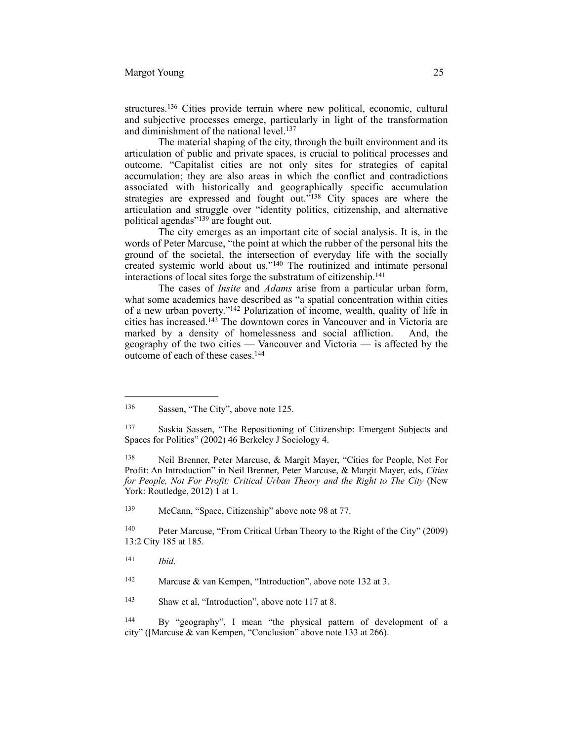structures.[136] Cities provide terrain where new political, economic, cultural and subjective processes emerge, particularly in light of the transformation and diminishment of the national level.[137]

The material shaping of the city, through the built environment and its articulation of public and private spaces, is crucial to political processes and outcome. "Capitalist cities are not only sites for strategies of capital accumulation; they are also areas in which the conflict and contradictions associated with historically and geographically specific accumulation strategies are expressed and fought out."[138] City spaces are where the articulation and struggle over "identity politics, citizenship, and alternative political agendas"[139] are fought out.

The city emerges as an important cite of social analysis. It is, in the words of Peter Marcuse, "the point at which the rubber of the personal hits the ground of the societal, the intersection of everyday life with the socially created systemic world about us."[140] The routinized and intimate personal interactions of local sites forge the substratum of citizenship.[141]

The cases of *Insite* and *Adams* arise from a particular urban form, what some academics have described as "a spatial concentration within cities of a new urban poverty."[142] Polarization of income, wealth, quality of life in cities has increased.[143] The downtown cores in Vancouver and in Victoria are marked by a density of homelessness and social affliction. And, the geography of the two cities — Vancouver and Victoria — is affected by the outcome of each of these cases.[144]

---

[136] Sassen, "The City", above note 125.

[137] Saskia Sassen, "The Repositioning of Citizenship: Emergent Subjects and Spaces for Politics" (2002) 46 Berkeley J Sociology 4.

[138] Neil Brenner, Peter Marcuse, & Margit Mayer, "Cities for People, Not For Profit: An Introduction" in Neil Brenner, Peter Marcuse, & Margit Mayer, eds, *Cities for People, Not For Profit: Critical Urban Theory and the Right to The City* (New York: Routledge, 2012) 1 at 1.

[139] McCann, "Space, Citizenship" above note 98 at 77.

[140] Peter Marcuse, "From Critical Urban Theory to the Right of the City" (2009) 13:2 City 185 at 185.

[141] *Ibid*.

[142] Marcuse & van Kempen, "Introduction", above note 132 at 3.

[143] Shaw et al, "Introduction", above note 117 at 8.

[144] By "geography", I mean "the physical pattern of development of a city" ([Marcuse & van Kempen, "Conclusion" above note 133 at 266).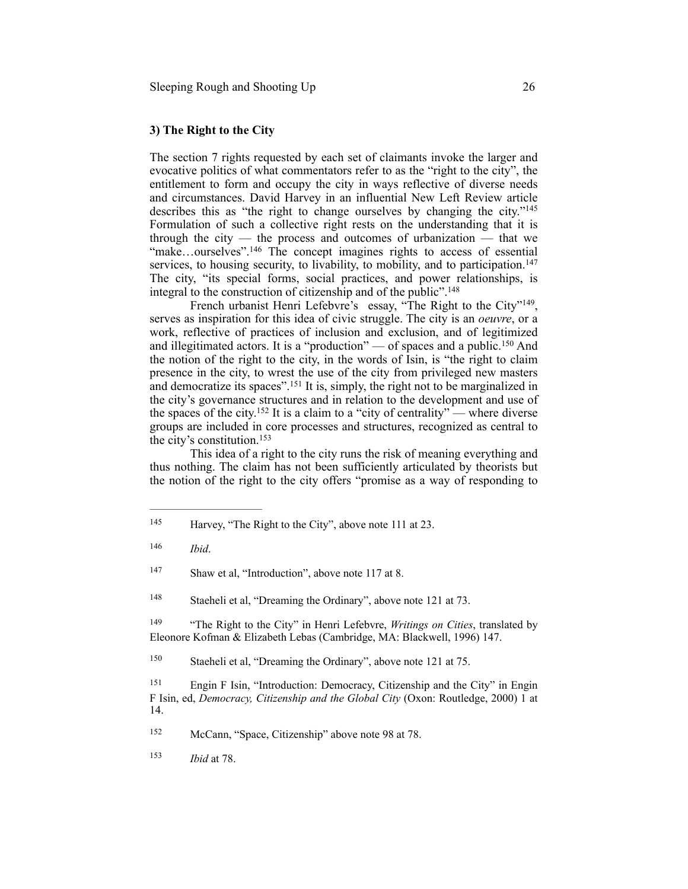### 3) The Right to the City

The section 7 rights requested by each set of claimants invoke the larger and evocative politics of what commentators refer to as the "right to the city", the entitlement to form and occupy the city in ways reflective of diverse needs and circumstances. David Harvey in an influential New Left Review article describes this as "the right to change ourselves by changing the city."[145] Formulation of such a collective right rests on the understanding that it is through the city — the process and outcomes of urbanization — that we "make…ourselves".[146] The concept imagines rights to access of essential services, to housing security, to livability, to mobility, and to participation.[147] The city, "its special forms, social practices, and power relationships, is integral to the construction of citizenship and of the public".[148]

French urbanist Henri Lefebvre's essay, "The Right to the City"[149], serves as inspiration for this idea of civic struggle. The city is an *oeuvre*, or a work, reflective of practices of inclusion and exclusion, and of legitimized and illegitimated actors. It is a "production" — of spaces and a public.[150] And the notion of the right to the city, in the words of Isin, is "the right to claim presence in the city, to wrest the use of the city from privileged new masters and democratize its spaces".[151] It is, simply, the right not to be marginalized in the city's governance structures and in relation to the development and use of the spaces of the city.[152] It is a claim to a "city of centrality" — where diverse groups are included in core processes and structures, recognized as central to the city's constitution.[153]

This idea of a right to the city runs the risk of meaning everything and thus nothing. The claim has not been sufficiently articulated by theorists but the notion of the right to the city offers "promise as a way of responding to

---

[145] Harvey, "The Right to the City", above note 111 at 23.

[146] *Ibid*.

[147] Shaw et al, "Introduction", above note 117 at 8.

[148] Staeheli et al, "Dreaming the Ordinary", above note 121 at 73.

[149] "The Right to the City" in Henri Lefebvre, *Writings on Cities*, translated by Eleonore Kofman & Elizabeth Lebas (Cambridge, MA: Blackwell, 1996) 147.

[150] Staeheli et al, "Dreaming the Ordinary", above note 121 at 75.

[151] Engin F Isin, "Introduction: Democracy, Citizenship and the City" in Engin F Isin, ed, *Democracy, Citizenship and the Global City* (Oxon: Routledge, 2000) 1 at 14.

[152] McCann, "Space, Citizenship" above note 98 at 78.

[153] *Ibid* at 78.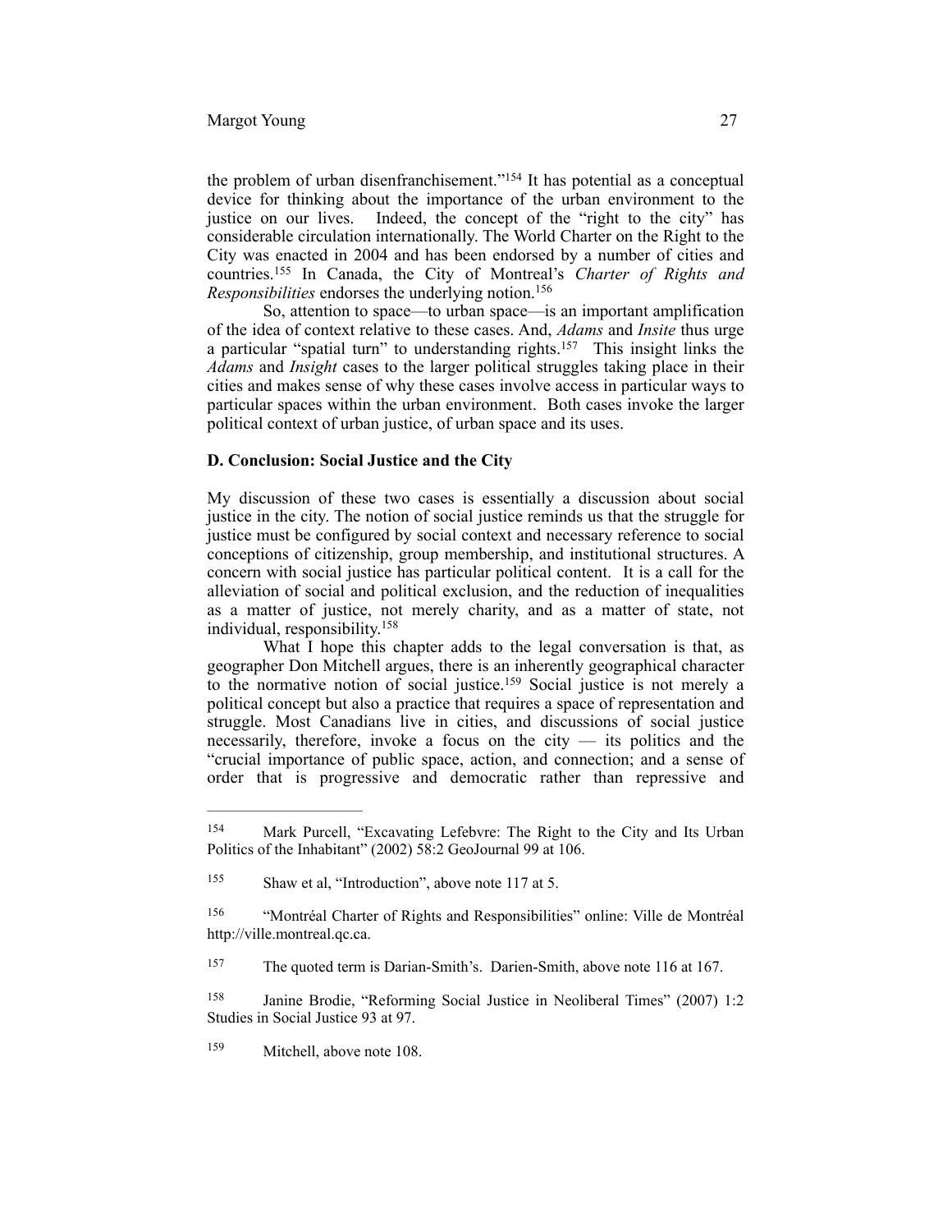the problem of urban disenfranchisement."[154] It has potential as a conceptual device for thinking about the importance of the urban environment to the justice on our lives. Indeed, the concept of the "right to the city" has considerable circulation internationally. The World Charter on the Right to the City was enacted in 2004 and has been endorsed by a number of cities and countries.[155] In Canada, the City of Montreal's *Charter of Rights and Responsibilities* endorses the underlying notion.[156]

So, attention to space—to urban space—is an important amplification of the idea of context relative to these cases. And, *Adams* and *Insite* thus urge a particular "spatial turn" to understanding rights.[157] This insight links the *Adams* and *Insight* cases to the larger political struggles taking place in their cities and makes sense of why these cases involve access in particular ways to particular spaces within the urban environment. Both cases invoke the larger political context of urban justice, of urban space and its uses.

**D. Conclusion: Social Justice and the City**

My discussion of these two cases is essentially a discussion about social justice in the city. The notion of social justice reminds us that the struggle for justice must be configured by social context and necessary reference to social conceptions of citizenship, group membership, and institutional structures. A concern with social justice has particular political content. It is a call for the alleviation of social and political exclusion, and the reduction of inequalities as a matter of justice, not merely charity, and as a matter of state, not individual, responsibility.[158]

What I hope this chapter adds to the legal conversation is that, as geographer Don Mitchell argues, there is an inherently geographical character to the normative notion of social justice.[159] Social justice is not merely a political concept but also a practice that requires a space of representation and struggle. Most Canadians live in cities, and discussions of social justice necessarily, therefore, invoke a focus on the city — its politics and the "crucial importance of public space, action, and connection; and a sense of order that is progressive and democratic rather than repressive and

---

154 Mark Purcell, "Excavating Lefebvre: The Right to the City and Its Urban Politics of the Inhabitant" (2002) 58:2 GeoJournal 99 at 106.

155 Shaw et al, "Introduction", above note 117 at 5.

156 "Montréal Charter of Rights and Responsibilities" online: Ville de Montréal http://ville.montreal.qc.ca.

157 The quoted term is Darian-Smith's. Darien-Smith, above note 116 at 167.

158 Janine Brodie, "Reforming Social Justice in Neoliberal Times" (2007) 1:2 Studies in Social Justice 93 at 97.

159 Mitchell, above note 108.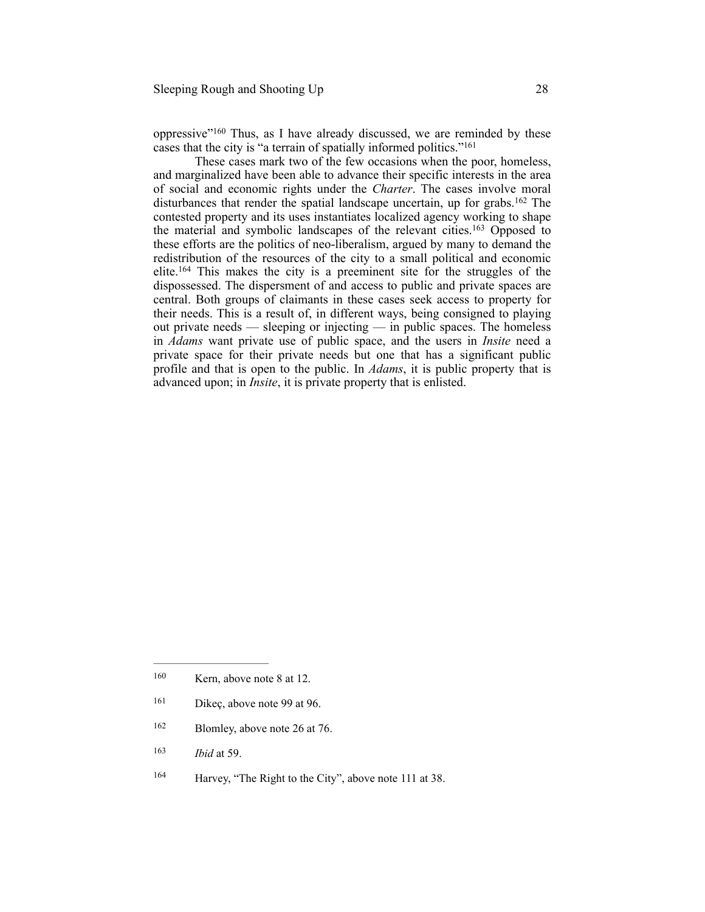oppressive"[160] Thus, as I have already discussed, we are reminded by these cases that the city is "a terrain of spatially informed politics."[161]

These cases mark two of the few occasions when the poor, homeless, and marginalized have been able to advance their specific interests in the area of social and economic rights under the *Charter*. The cases involve moral disturbances that render the spatial landscape uncertain, up for grabs.[162] The contested property and its uses instantiates localized agency working to shape the material and symbolic landscapes of the relevant cities.[163] Opposed to these efforts are the politics of neo-liberalism, argued by many to demand the redistribution of the resources of the city to a small political and economic elite.[164] This makes the city is a preeminent site for the struggles of the dispossessed. The dispersment of and access to public and private spaces are central. Both groups of claimants in these cases seek access to property for their needs. This is a result of, in different ways, being consigned to playing out private needs — sleeping or injecting — in public spaces. The homeless in *Adams* want private use of public space, and the users in *Insite* need a private space for their private needs but one that has a significant public profile and that is open to the public. In *Adams*, it is public property that is advanced upon; in *Insite*, it is private property that is enlisted.

---

160 Kern, above note 8 at 12.

161 Dikeç, above note 99 at 96.

162 Blomley, above note 26 at 76.

163 *Ibid* at 59.

164 Harvey, "The Right to the City", above note 111 at 38.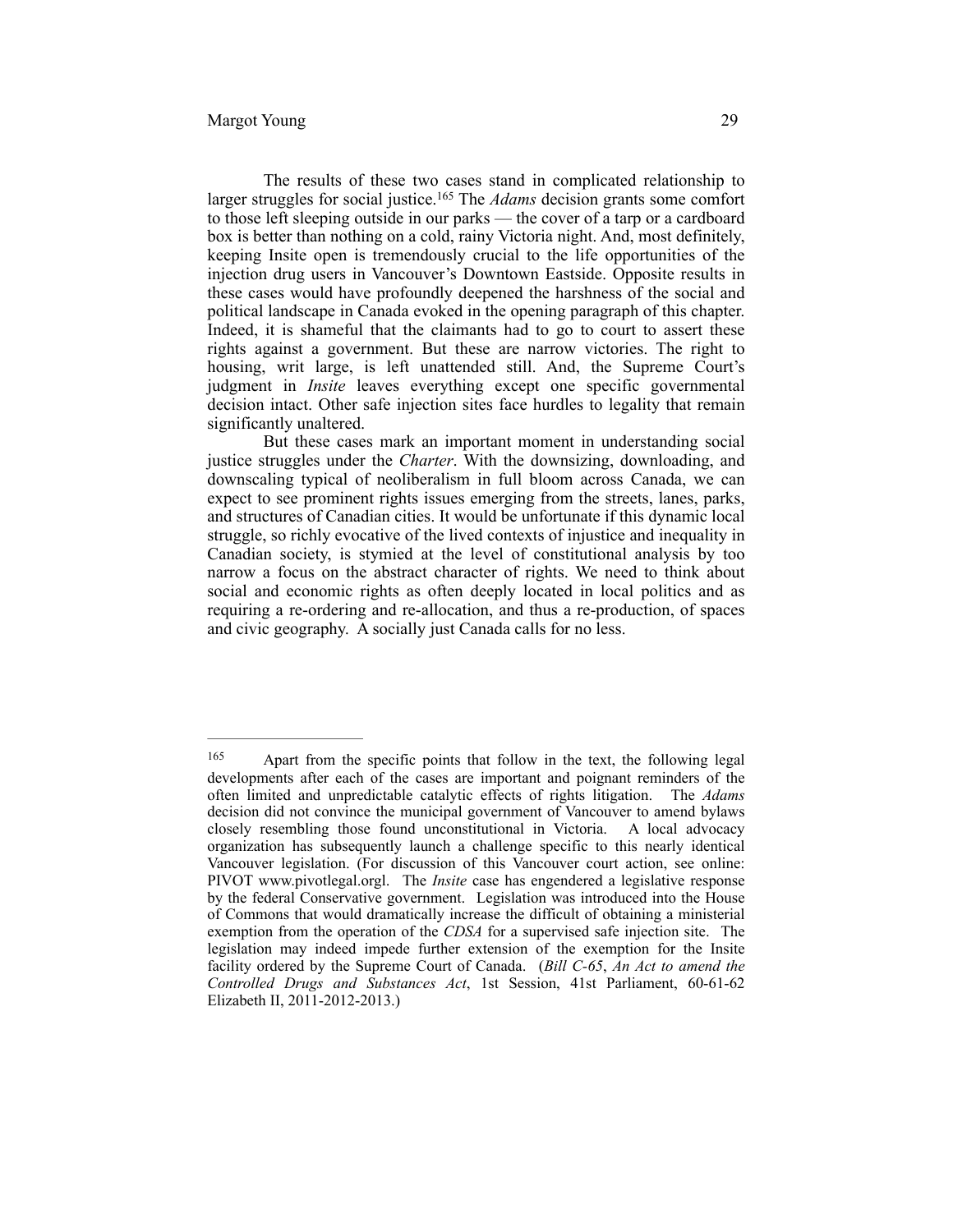The results of these two cases stand in complicated relationship to larger struggles for social justice.[165] The *Adams* decision grants some comfort to those left sleeping outside in our parks — the cover of a tarp or a cardboard box is better than nothing on a cold, rainy Victoria night. And, most definitely, keeping Insite open is tremendously crucial to the life opportunities of the injection drug users in Vancouver's Downtown Eastside. Opposite results in these cases would have profoundly deepened the harshness of the social and political landscape in Canada evoked in the opening paragraph of this chapter. Indeed, it is shameful that the claimants had to go to court to assert these rights against a government. But these are narrow victories. The right to housing, writ large, is left unattended still. And, the Supreme Court's judgment in *Insite* leaves everything except one specific governmental decision intact. Other safe injection sites face hurdles to legality that remain significantly unaltered.

But these cases mark an important moment in understanding social justice struggles under the *Charter*. With the downsizing, downloading, and downscaling typical of neoliberalism in full bloom across Canada, we can expect to see prominent rights issues emerging from the streets, lanes, parks, and structures of Canadian cities. It would be unfortunate if this dynamic local struggle, so richly evocative of the lived contexts of injustice and inequality in Canadian society, is stymied at the level of constitutional analysis by too narrow a focus on the abstract character of rights. We need to think about social and economic rights as often deeply located in local politics and as requiring a re-ordering and re-allocation, and thus a re-production, of spaces and civic geography. A socially just Canada calls for no less.

---

[165] Apart from the specific points that follow in the text, the following legal developments after each of the cases are important and poignant reminders of the often limited and unpredictable catalytic effects of rights litigation. The *Adams* decision did not convince the municipal government of Vancouver to amend bylaws closely resembling those found unconstitutional in Victoria. A local advocacy organization has subsequently launch a challenge specific to this nearly identical Vancouver legislation. (For discussion of this Vancouver court action, see online: PIVOT www.pivotlegal.orgl. The *Insite* case has engendered a legislative response by the federal Conservative government. Legislation was introduced into the House of Commons that would dramatically increase the difficult of obtaining a ministerial exemption from the operation of the *CDSA* for a supervised safe injection site. The legislation may indeed impede further extension of the exemption for the Insite facility ordered by the Supreme Court of Canada. (*Bill C-65*, *An Act to amend the Controlled Drugs and Substances Act*, 1st Session, 41st Parliament, 60-61-62 Elizabeth II, 2011-2012-2013.)